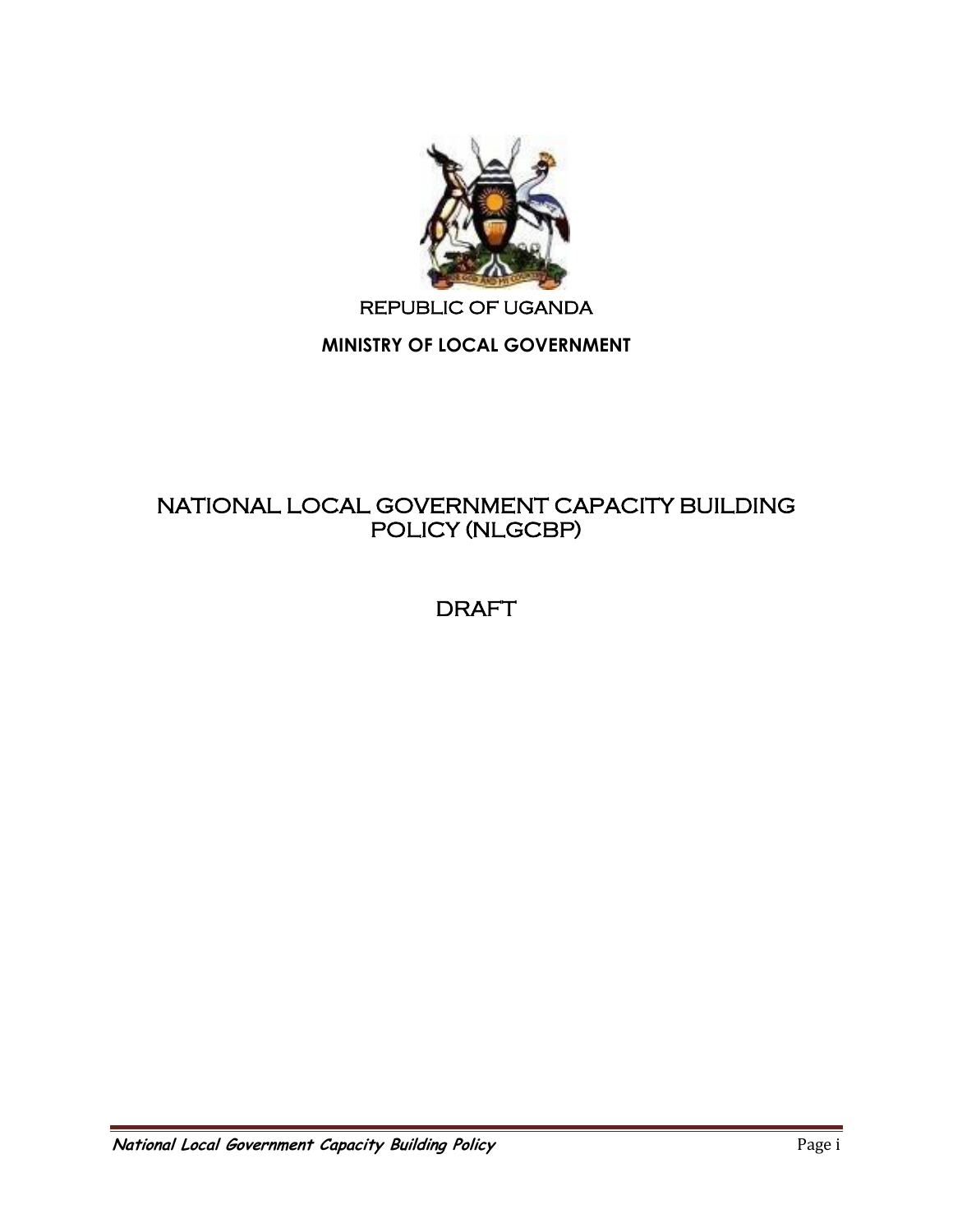REPUBLIC OF UGANDA

**MINISTRY OF LOCAL GOVERNMENT**

# NATIONAL LOCAL GOVERNMENT CAPACITY BUILDING POLICY (NLGCBP)

## DRAFT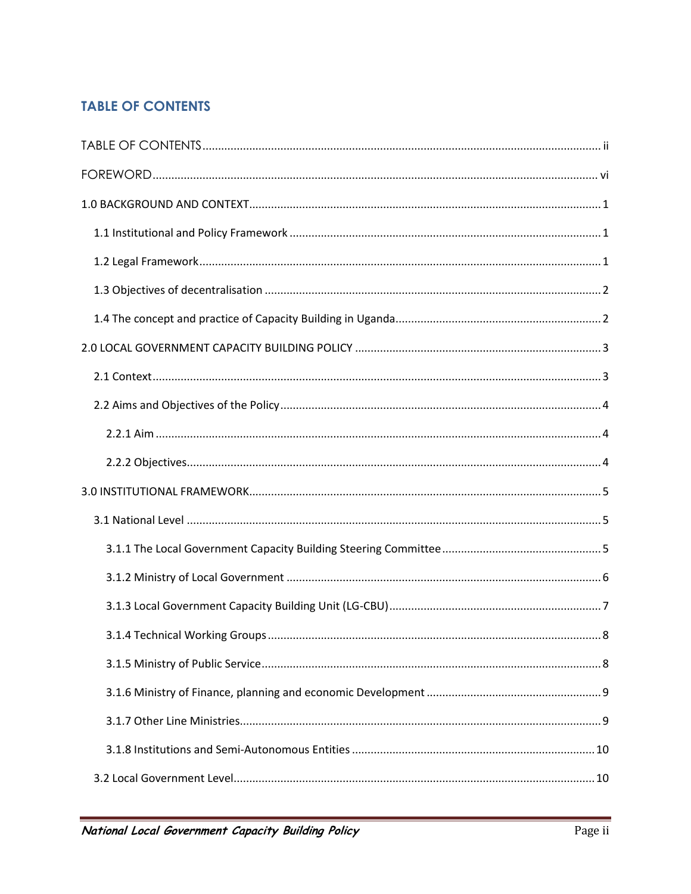## TABLE OF CONTENTS

TABLE OF CONTENTS ..... ii

FOREWORD ..... vi

1.0 BACKGROUND AND CONTEXT ..... 1

- 1.1 Institutional and Policy Framework ..... 1
- 1.2 Legal Framework ..... 1
- 1.3 Objectives of decentralisation ..... 2
- 1.4 The concept and practice of Capacity Building in Uganda ..... 2

2.0 LOCAL GOVERNMENT CAPACITY BUILDING POLICY ..... 3

- 2.1 Context ..... 3
- 2.2 Aims and Objectives of the Policy ..... 4
  - 2.2.1 Aim ..... 4
  - 2.2.2 Objectives ..... 4

3.0 INSTITUTIONAL FRAMEWORK ..... 5

- 3.1 National Level ..... 5
  - 3.1.1 The Local Government Capacity Building Steering Committee ..... 5
  - 3.1.2 Ministry of Local Government ..... 6
  - 3.1.3 Local Government Capacity Building Unit (LG-CBU) ..... 7
  - 3.1.4 Technical Working Groups ..... 8
  - 3.1.5 Ministry of Public Service ..... 8
  - 3.1.6 Ministry of Finance, planning and economic Development ..... 9
  - 3.1.7 Other Line Ministries ..... 9
  - 3.1.8 Institutions and Semi-Autonomous Entities ..... 10
- 3.2 Local Government Level ..... 10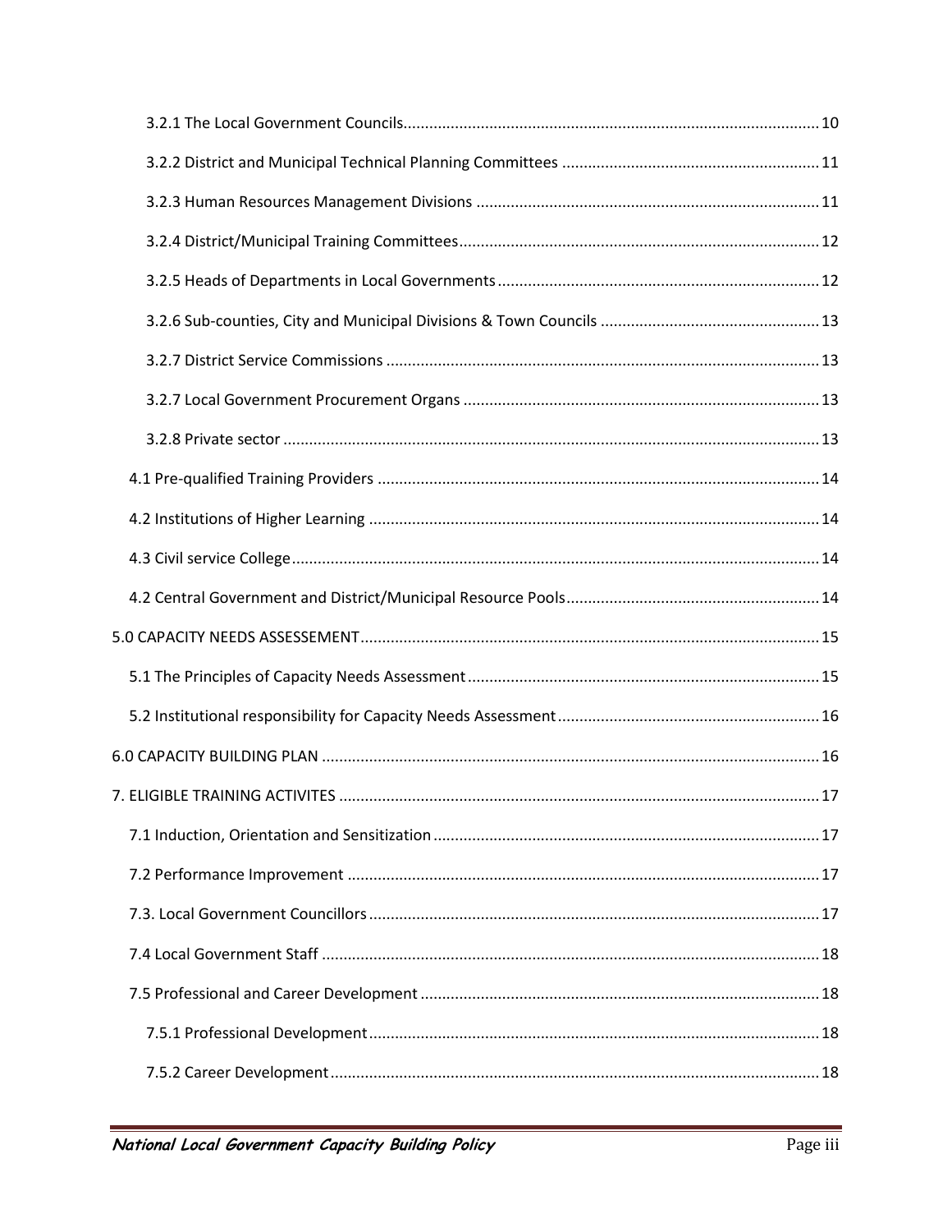3.2.1 The Local Government Councils ........ 10

3.2.2 District and Municipal Technical Planning Committees ........ 11

3.2.3 Human Resources Management Divisions ........ 11

3.2.4 District/Municipal Training Committees ........ 12

3.2.5 Heads of Departments in Local Governments ........ 12

3.2.6 Sub-counties, City and Municipal Divisions & Town Councils ........ 13

3.2.7 District Service Commissions ........ 13

3.2.7 Local Government Procurement Organs ........ 13

3.2.8 Private sector ........ 13

4.1 Pre-qualified Training Providers ........ 14

4.2 Institutions of Higher Learning ........ 14

4.3 Civil service College ........ 14

4.2 Central Government and District/Municipal Resource Pools ........ 14

5.0 CAPACITY NEEDS ASSESSEMENT ........ 15

5.1 The Principles of Capacity Needs Assessment ........ 15

5.2 Institutional responsibility for Capacity Needs Assessment ........ 16

6.0 CAPACITY BUILDING PLAN ........ 16

7. ELIGIBLE TRAINING ACTIVITES ........ 17

7.1 Induction, Orientation and Sensitization ........ 17

7.2 Performance Improvement ........ 17

7.3. Local Government Councillors ........ 17

7.4 Local Government Staff ........ 18

7.5 Professional and Career Development ........ 18

7.5.1 Professional Development ........ 18

7.5.2 Career Development ........ 18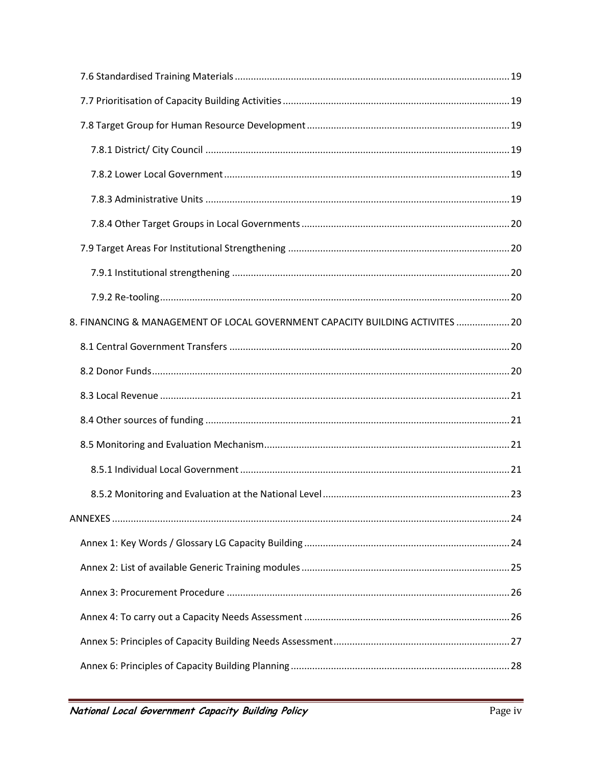7.6 Standardised Training Materials ........ 19

7.7 Prioritisation of Capacity Building Activities ........ 19

7.8 Target Group for Human Resource Development ........ 19

7.8.1 District/ City Council ........ 19

7.8.2 Lower Local Government ........ 19

7.8.3 Administrative Units ........ 19

7.8.4 Other Target Groups in Local Governments ........ 20

7.9 Target Areas For Institutional Strengthening ........ 20

7.9.1 Institutional strengthening ........ 20

7.9.2 Re-tooling ........ 20

8. FINANCING & MANAGEMENT OF LOCAL GOVERNMENT CAPACITY BUILDING ACTIVITES ........ 20

8.1 Central Government Transfers ........ 20

8.2 Donor Funds ........ 20

8.3 Local Revenue ........ 21

8.4 Other sources of funding ........ 21

8.5 Monitoring and Evaluation Mechanism ........ 21

8.5.1 Individual Local Government ........ 21

8.5.2 Monitoring and Evaluation at the National Level ........ 23

ANNEXES ........ 24

Annex 1: Key Words / Glossary LG Capacity Building ........ 24

Annex 2: List of available Generic Training modules ........ 25

Annex 3: Procurement Procedure ........ 26

Annex 4: To carry out a Capacity Needs Assessment ........ 26

Annex 5: Principles of Capacity Building Needs Assessment ........ 27

Annex 6: Principles of Capacity Building Planning ........ 28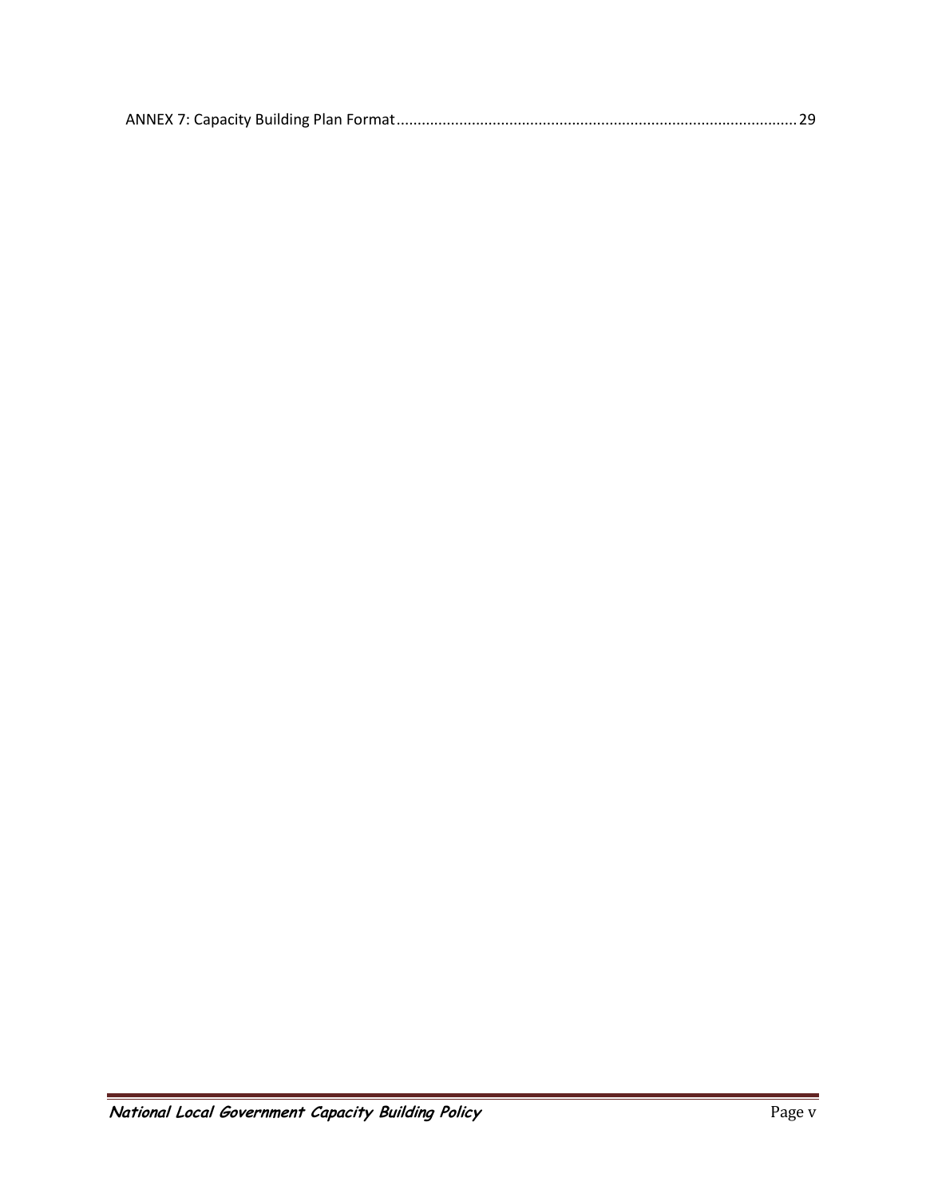ANNEX 7: Capacity Building Plan Format ............................................................................................... 29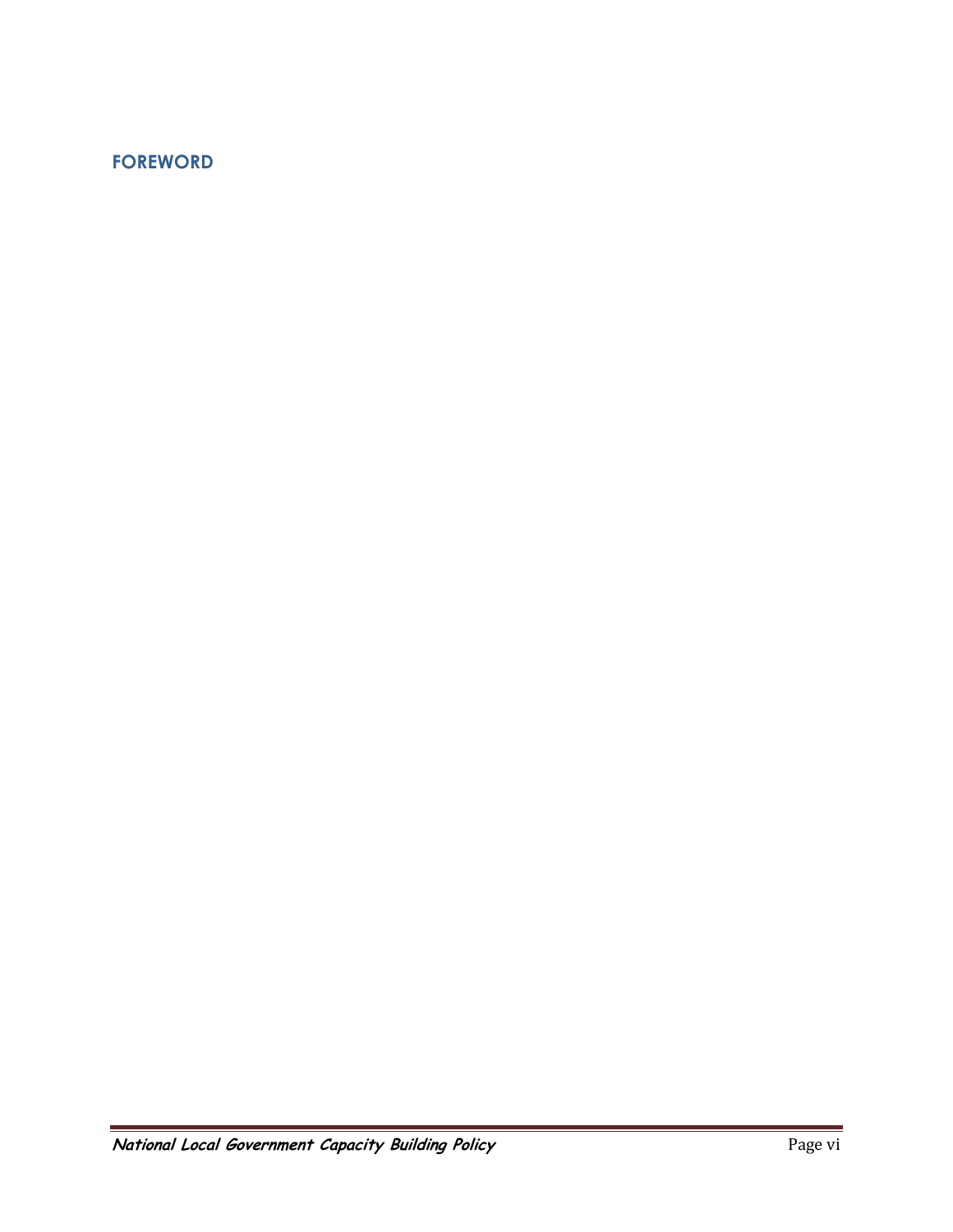## FOREWORD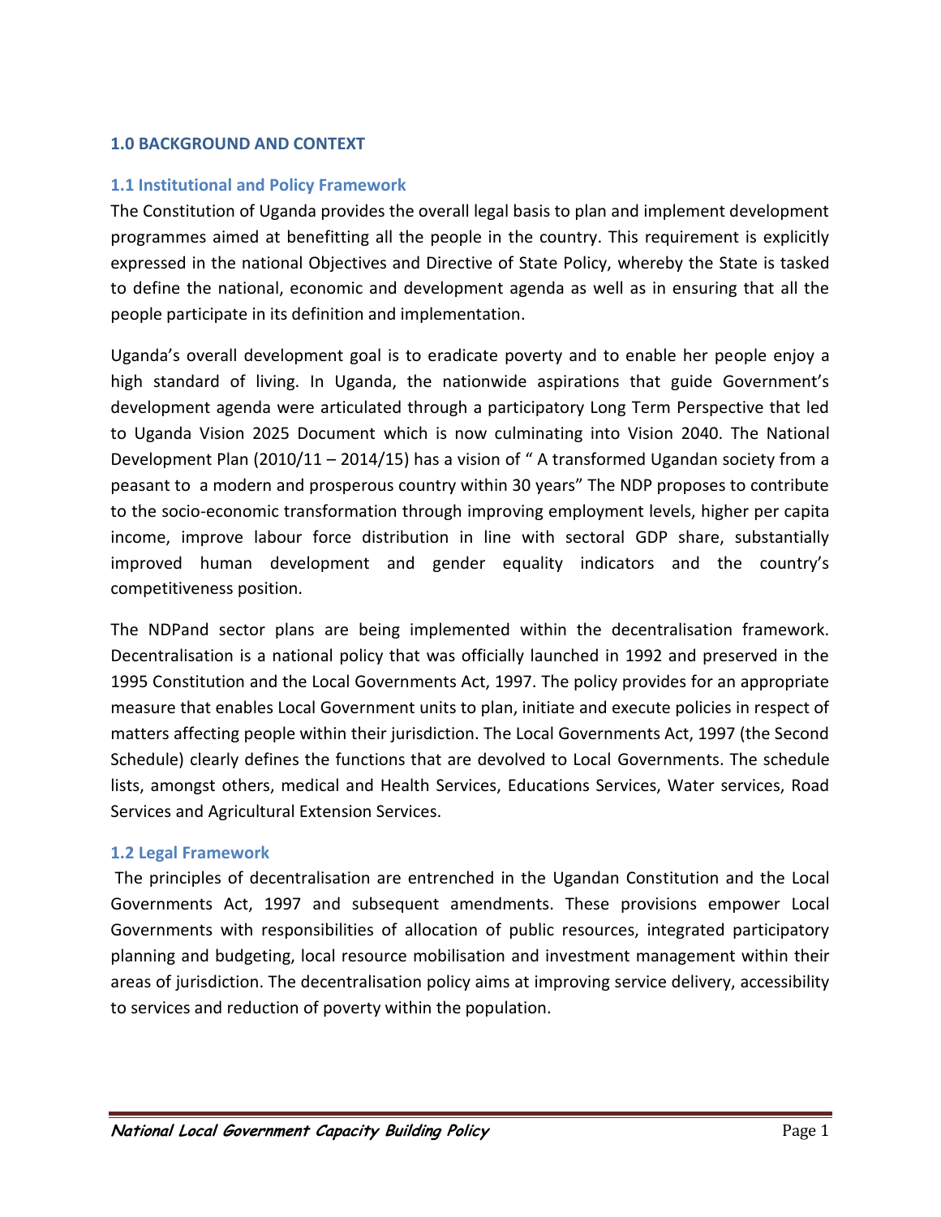## 1.0 BACKGROUND AND CONTEXT

### 1.1 Institutional and Policy Framework

The Constitution of Uganda provides the overall legal basis to plan and implement development programmes aimed at benefitting all the people in the country. This requirement is explicitly expressed in the national Objectives and Directive of State Policy, whereby the State is tasked to define the national, economic and development agenda as well as in ensuring that all the people participate in its definition and implementation.

Uganda's overall development goal is to eradicate poverty and to enable her people enjoy a high standard of living. In Uganda, the nationwide aspirations that guide Government's development agenda were articulated through a participatory Long Term Perspective that led to Uganda Vision 2025 Document which is now culminating into Vision 2040. The National Development Plan (2010/11 – 2014/15) has a vision of " A transformed Ugandan society from a peasant to a modern and prosperous country within 30 years" The NDP proposes to contribute to the socio-economic transformation through improving employment levels, higher per capita income, improve labour force distribution in line with sectoral GDP share, substantially improved human development and gender equality indicators and the country's competitiveness position.

The NDPand sector plans are being implemented within the decentralisation framework. Decentralisation is a national policy that was officially launched in 1992 and preserved in the 1995 Constitution and the Local Governments Act, 1997. The policy provides for an appropriate measure that enables Local Government units to plan, initiate and execute policies in respect of matters affecting people within their jurisdiction. The Local Governments Act, 1997 (the Second Schedule) clearly defines the functions that are devolved to Local Governments. The schedule lists, amongst others, medical and Health Services, Educations Services, Water services, Road Services and Agricultural Extension Services.

### 1.2 Legal Framework

The principles of decentralisation are entrenched in the Ugandan Constitution and the Local Governments Act, 1997 and subsequent amendments. These provisions empower Local Governments with responsibilities of allocation of public resources, integrated participatory planning and budgeting, local resource mobilisation and investment management within their areas of jurisdiction. The decentralisation policy aims at improving service delivery, accessibility to services and reduction of poverty within the population.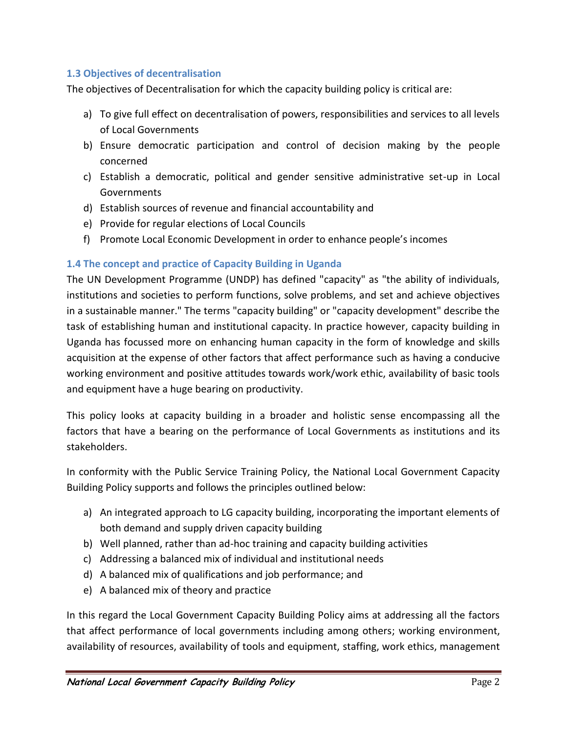### 1.3 Objectives of decentralisation

The objectives of Decentralisation for which the capacity building policy is critical are:

a) To give full effect on decentralisation of powers, responsibilities and services to all levels of Local Governments
b) Ensure democratic participation and control of decision making by the people concerned
c) Establish a democratic, political and gender sensitive administrative set-up in Local Governments
d) Establish sources of revenue and financial accountability and
e) Provide for regular elections of Local Councils
f) Promote Local Economic Development in order to enhance people's incomes

### 1.4 The concept and practice of Capacity Building in Uganda

The UN Development Programme (UNDP) has defined "capacity" as "the ability of individuals, institutions and societies to perform functions, solve problems, and set and achieve objectives in a sustainable manner." The terms "capacity building" or "capacity development" describe the task of establishing human and institutional capacity. In practice however, capacity building in Uganda has focussed more on enhancing human capacity in the form of knowledge and skills acquisition at the expense of other factors that affect performance such as having a conducive working environment and positive attitudes towards work/work ethic, availability of basic tools and equipment have a huge bearing on productivity.

This policy looks at capacity building in a broader and holistic sense encompassing all the factors that have a bearing on the performance of Local Governments as institutions and its stakeholders.

In conformity with the Public Service Training Policy, the National Local Government Capacity Building Policy supports and follows the principles outlined below:

a) An integrated approach to LG capacity building, incorporating the important elements of both demand and supply driven capacity building
b) Well planned, rather than ad-hoc training and capacity building activities
c) Addressing a balanced mix of individual and institutional needs
d) A balanced mix of qualifications and job performance; and
e) A balanced mix of theory and practice

In this regard the Local Government Capacity Building Policy aims at addressing all the factors that affect performance of local governments including among others; working environment, availability of resources, availability of tools and equipment, staffing, work ethics, management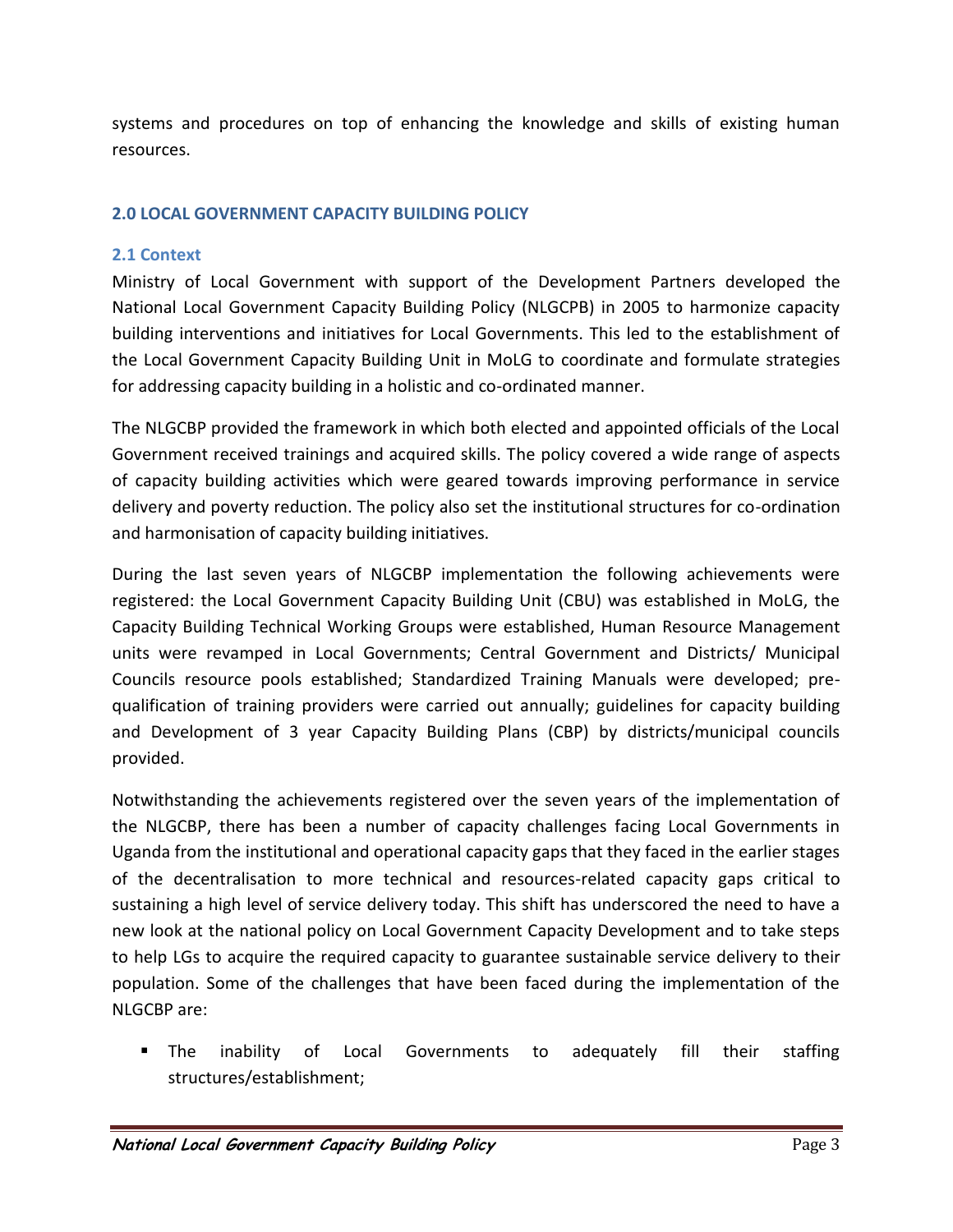systems and procedures on top of enhancing the knowledge and skills of existing human resources.

## 2.0 LOCAL GOVERNMENT CAPACITY BUILDING POLICY

### 2.1 Context

Ministry of Local Government with support of the Development Partners developed the National Local Government Capacity Building Policy (NLGCPB) in 2005 to harmonize capacity building interventions and initiatives for Local Governments. This led to the establishment of the Local Government Capacity Building Unit in MoLG to coordinate and formulate strategies for addressing capacity building in a holistic and co-ordinated manner.

The NLGCBP provided the framework in which both elected and appointed officials of the Local Government received trainings and acquired skills. The policy covered a wide range of aspects of capacity building activities which were geared towards improving performance in service delivery and poverty reduction. The policy also set the institutional structures for co-ordination and harmonisation of capacity building initiatives.

During the last seven years of NLGCBP implementation the following achievements were registered: the Local Government Capacity Building Unit (CBU) was established in MoLG, the Capacity Building Technical Working Groups were established, Human Resource Management units were revamped in Local Governments; Central Government and Districts/ Municipal Councils resource pools established; Standardized Training Manuals were developed; pre-qualification of training providers were carried out annually; guidelines for capacity building and Development of 3 year Capacity Building Plans (CBP) by districts/municipal councils provided.

Notwithstanding the achievements registered over the seven years of the implementation of the NLGCBP, there has been a number of capacity challenges facing Local Governments in Uganda from the institutional and operational capacity gaps that they faced in the earlier stages of the decentralisation to more technical and resources-related capacity gaps critical to sustaining a high level of service delivery today. This shift has underscored the need to have a new look at the national policy on Local Government Capacity Development and to take steps to help LGs to acquire the required capacity to guarantee sustainable service delivery to their population. Some of the challenges that have been faced during the implementation of the NLGCBP are:

- The inability of Local Governments to adequately fill their staffing structures/establishment;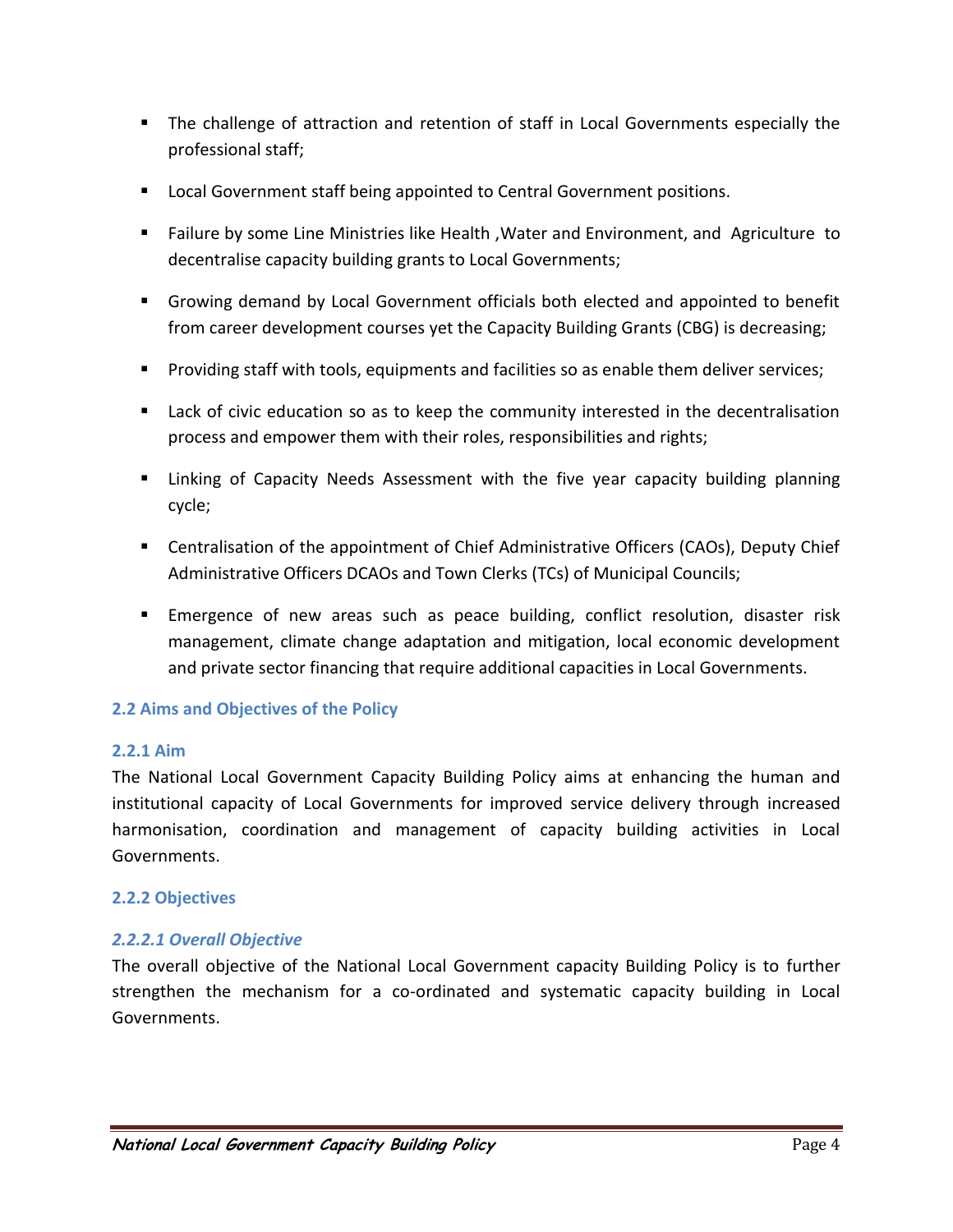- The challenge of attraction and retention of staff in Local Governments especially the professional staff;
- Local Government staff being appointed to Central Government positions.
- Failure by some Line Ministries like Health ,Water and Environment, and Agriculture to decentralise capacity building grants to Local Governments;
- Growing demand by Local Government officials both elected and appointed to benefit from career development courses yet the Capacity Building Grants (CBG) is decreasing;
- Providing staff with tools, equipments and facilities so as enable them deliver services;
- Lack of civic education so as to keep the community interested in the decentralisation process and empower them with their roles, responsibilities and rights;
- Linking of Capacity Needs Assessment with the five year capacity building planning cycle;
- Centralisation of the appointment of Chief Administrative Officers (CAOs), Deputy Chief Administrative Officers DCAOs and Town Clerks (TCs) of Municipal Councils;
- Emergence of new areas such as peace building, conflict resolution, disaster risk management, climate change adaptation and mitigation, local economic development and private sector financing that require additional capacities in Local Governments.

## 2.2 Aims and Objectives of the Policy

### 2.2.1 Aim

The National Local Government Capacity Building Policy aims at enhancing the human and institutional capacity of Local Governments for improved service delivery through increased harmonisation, coordination and management of capacity building activities in Local Governments.

### 2.2.2 Objectives

#### *2.2.2.1 Overall Objective*

The overall objective of the National Local Government capacity Building Policy is to further strengthen the mechanism for a co-ordinated and systematic capacity building in Local Governments.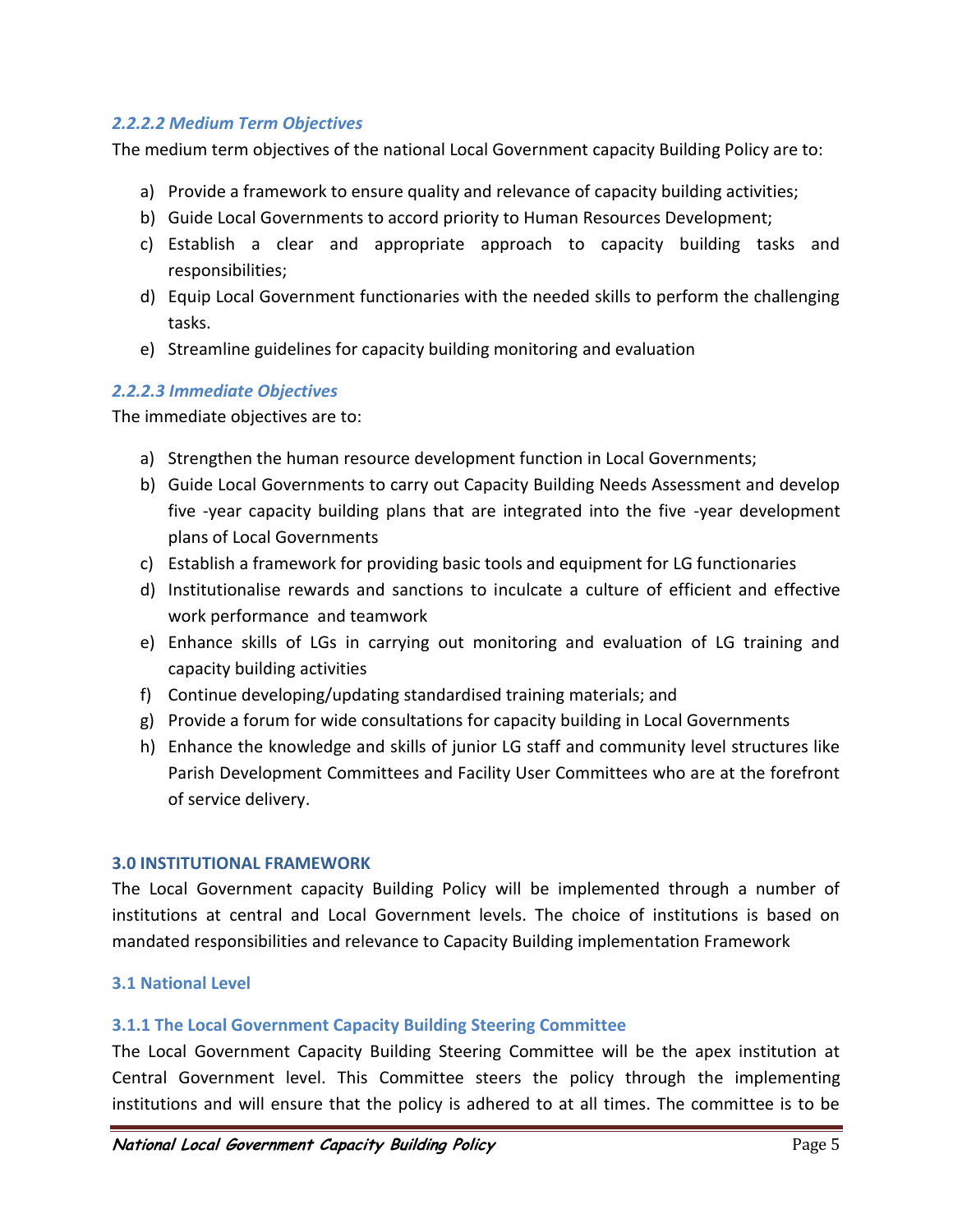#### *2.2.2.2 Medium Term Objectives*

The medium term objectives of the national Local Government capacity Building Policy are to:

a) Provide a framework to ensure quality and relevance of capacity building activities;
b) Guide Local Governments to accord priority to Human Resources Development;
c) Establish a clear and appropriate approach to capacity building tasks and responsibilities;
d) Equip Local Government functionaries with the needed skills to perform the challenging tasks.
e) Streamline guidelines for capacity building monitoring and evaluation

#### *2.2.2.3 Immediate Objectives*

The immediate objectives are to:

a) Strengthen the human resource development function in Local Governments;
b) Guide Local Governments to carry out Capacity Building Needs Assessment and develop five -year capacity building plans that are integrated into the five -year development plans of Local Governments
c) Establish a framework for providing basic tools and equipment for LG functionaries
d) Institutionalise rewards and sanctions to inculcate a culture of efficient and effective work performance and teamwork
e) Enhance skills of LGs in carrying out monitoring and evaluation of LG training and capacity building activities
f) Continue developing/updating standardised training materials; and
g) Provide a forum for wide consultations for capacity building in Local Governments
h) Enhance the knowledge and skills of junior LG staff and community level structures like Parish Development Committees and Facility User Committees who are at the forefront of service delivery.

## 3.0 INSTITUTIONAL FRAMEWORK

The Local Government capacity Building Policy will be implemented through a number of institutions at central and Local Government levels. The choice of institutions is based on mandated responsibilities and relevance to Capacity Building implementation Framework

### 3.1 National Level

#### 3.1.1 The Local Government Capacity Building Steering Committee

The Local Government Capacity Building Steering Committee will be the apex institution at Central Government level. This Committee steers the policy through the implementing institutions and will ensure that the policy is adhered to at all times. The committee is to be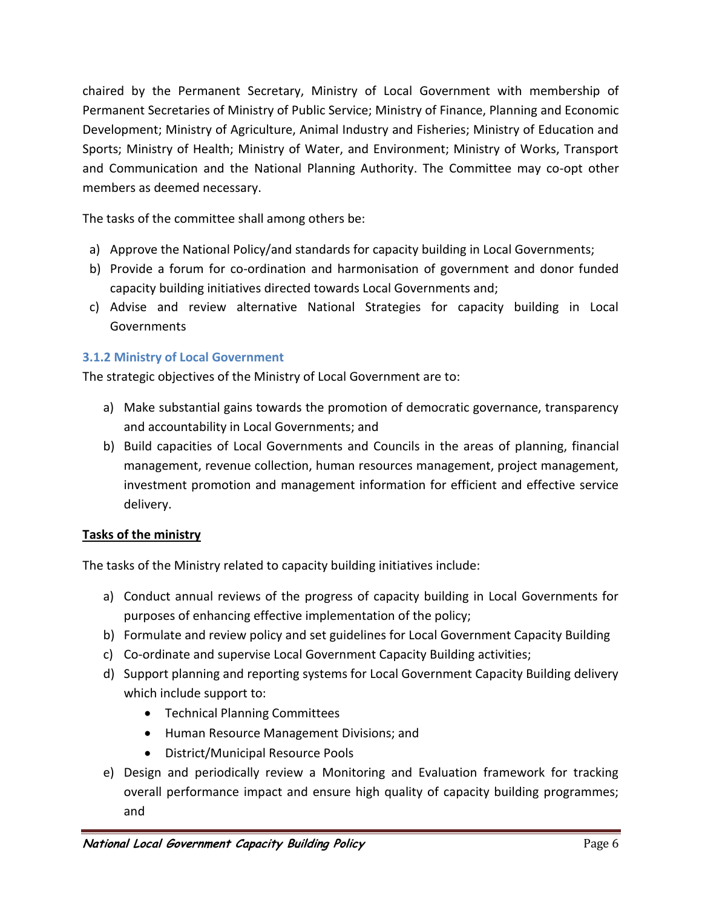chaired by the Permanent Secretary, Ministry of Local Government with membership of Permanent Secretaries of Ministry of Public Service; Ministry of Finance, Planning and Economic Development; Ministry of Agriculture, Animal Industry and Fisheries; Ministry of Education and Sports; Ministry of Health; Ministry of Water, and Environment; Ministry of Works, Transport and Communication and the National Planning Authority. The Committee may co-opt other members as deemed necessary.

The tasks of the committee shall among others be:

a) Approve the National Policy/and standards for capacity building in Local Governments;
b) Provide a forum for co-ordination and harmonisation of government and donor funded capacity building initiatives directed towards Local Governments and;
c) Advise and review alternative National Strategies for capacity building in Local Governments

### 3.1.2 Ministry of Local Government

The strategic objectives of the Ministry of Local Government are to:

a) Make substantial gains towards the promotion of democratic governance, transparency and accountability in Local Governments; and
b) Build capacities of Local Governments and Councils in the areas of planning, financial management, revenue collection, human resources management, project management, investment promotion and management information for efficient and effective service delivery.

**Tasks of the ministry**

The tasks of the Ministry related to capacity building initiatives include:

a) Conduct annual reviews of the progress of capacity building in Local Governments for purposes of enhancing effective implementation of the policy;
b) Formulate and review policy and set guidelines for Local Government Capacity Building
c) Co-ordinate and supervise Local Government Capacity Building activities;
d) Support planning and reporting systems for Local Government Capacity Building delivery which include support to:
   - Technical Planning Committees
   - Human Resource Management Divisions; and
   - District/Municipal Resource Pools
e) Design and periodically review a Monitoring and Evaluation framework for tracking overall performance impact and ensure high quality of capacity building programmes; and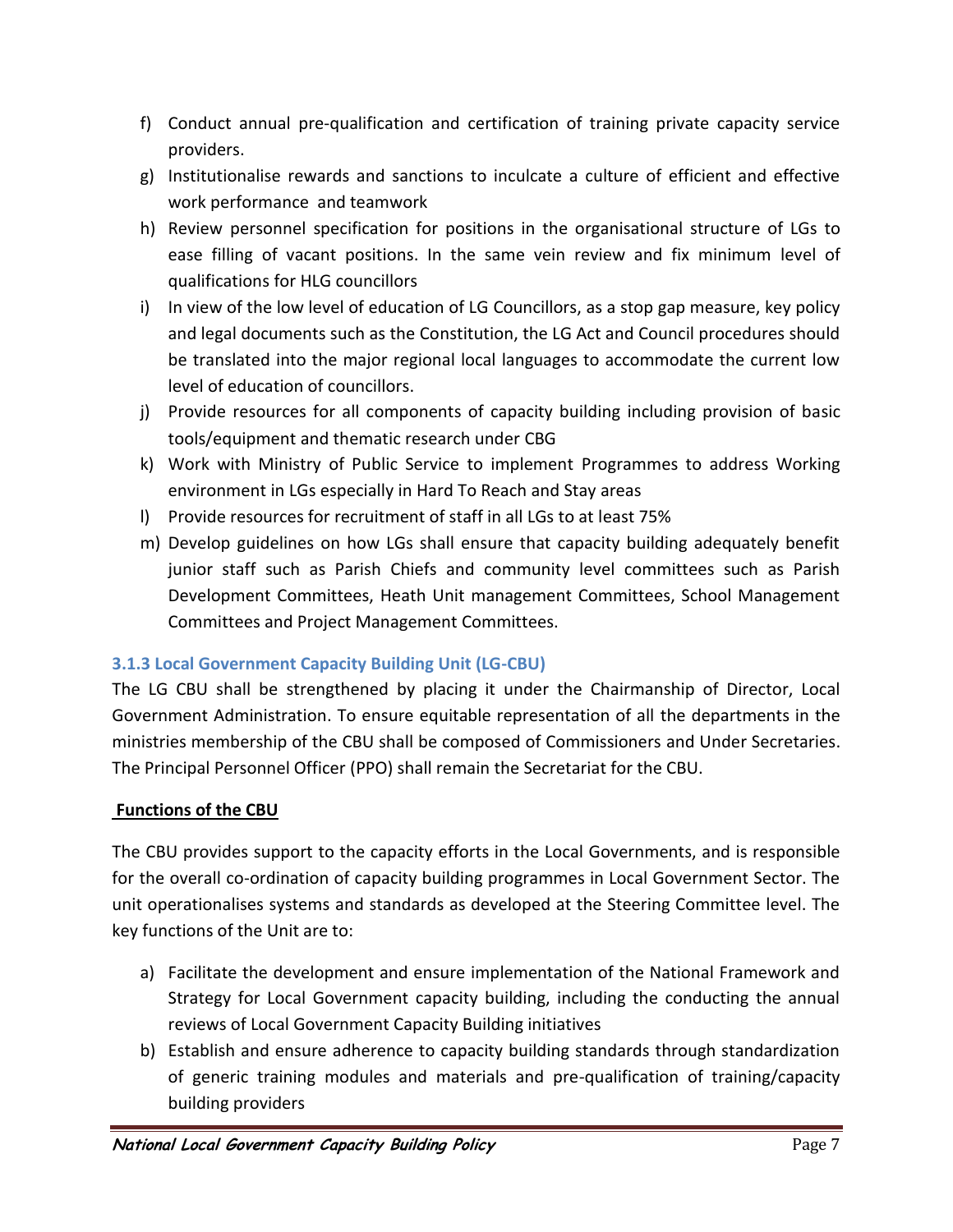f) Conduct annual pre-qualification and certification of training private capacity service providers.
g) Institutionalise rewards and sanctions to inculcate a culture of efficient and effective work performance and teamwork
h) Review personnel specification for positions in the organisational structure of LGs to ease filling of vacant positions. In the same vein review and fix minimum level of qualifications for HLG councillors
i) In view of the low level of education of LG Councillors, as a stop gap measure, key policy and legal documents such as the Constitution, the LG Act and Council procedures should be translated into the major regional local languages to accommodate the current low level of education of councillors.
j) Provide resources for all components of capacity building including provision of basic tools/equipment and thematic research under CBG
k) Work with Ministry of Public Service to implement Programmes to address Working environment in LGs especially in Hard To Reach and Stay areas
l) Provide resources for recruitment of staff in all LGs to at least 75%
m) Develop guidelines on how LGs shall ensure that capacity building adequately benefit junior staff such as Parish Chiefs and community level committees such as Parish Development Committees, Heath Unit management Committees, School Management Committees and Project Management Committees.

### 3.1.3 Local Government Capacity Building Unit (LG-CBU)

The LG CBU shall be strengthened by placing it under the Chairmanship of Director, Local Government Administration. To ensure equitable representation of all the departments in the ministries membership of the CBU shall be composed of Commissioners and Under Secretaries. The Principal Personnel Officer (PPO) shall remain the Secretariat for the CBU.

**Functions of the CBU**

The CBU provides support to the capacity efforts in the Local Governments, and is responsible for the overall co-ordination of capacity building programmes in Local Government Sector. The unit operationalises systems and standards as developed at the Steering Committee level. The key functions of the Unit are to:

a) Facilitate the development and ensure implementation of the National Framework and Strategy for Local Government capacity building, including the conducting the annual reviews of Local Government Capacity Building initiatives
b) Establish and ensure adherence to capacity building standards through standardization of generic training modules and materials and pre-qualification of training/capacity building providers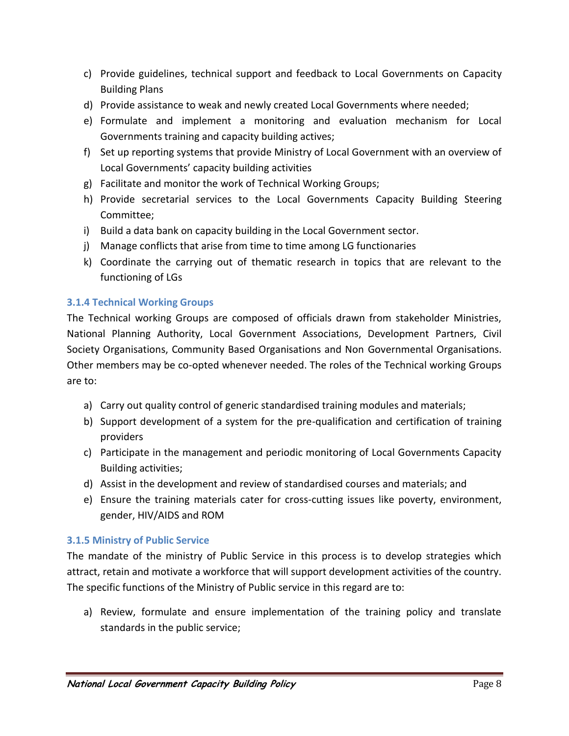c) Provide guidelines, technical support and feedback to Local Governments on Capacity Building Plans
d) Provide assistance to weak and newly created Local Governments where needed;
e) Formulate and implement a monitoring and evaluation mechanism for Local Governments training and capacity building actives;
f) Set up reporting systems that provide Ministry of Local Government with an overview of Local Governments' capacity building activities
g) Facilitate and monitor the work of Technical Working Groups;
h) Provide secretarial services to the Local Governments Capacity Building Steering Committee;
i) Build a data bank on capacity building in the Local Government sector.
j) Manage conflicts that arise from time to time among LG functionaries
k) Coordinate the carrying out of thematic research in topics that are relevant to the functioning of LGs

### 3.1.4 Technical Working Groups

The Technical working Groups are composed of officials drawn from stakeholder Ministries, National Planning Authority, Local Government Associations, Development Partners, Civil Society Organisations, Community Based Organisations and Non Governmental Organisations. Other members may be co-opted whenever needed. The roles of the Technical working Groups are to:

a) Carry out quality control of generic standardised training modules and materials;
b) Support development of a system for the pre-qualification and certification of training providers
c) Participate in the management and periodic monitoring of Local Governments Capacity Building activities;
d) Assist in the development and review of standardised courses and materials; and
e) Ensure the training materials cater for cross-cutting issues like poverty, environment, gender, HIV/AIDS and ROM

### 3.1.5 Ministry of Public Service

The mandate of the ministry of Public Service in this process is to develop strategies which attract, retain and motivate a workforce that will support development activities of the country. The specific functions of the Ministry of Public service in this regard are to:

a) Review, formulate and ensure implementation of the training policy and translate standards in the public service;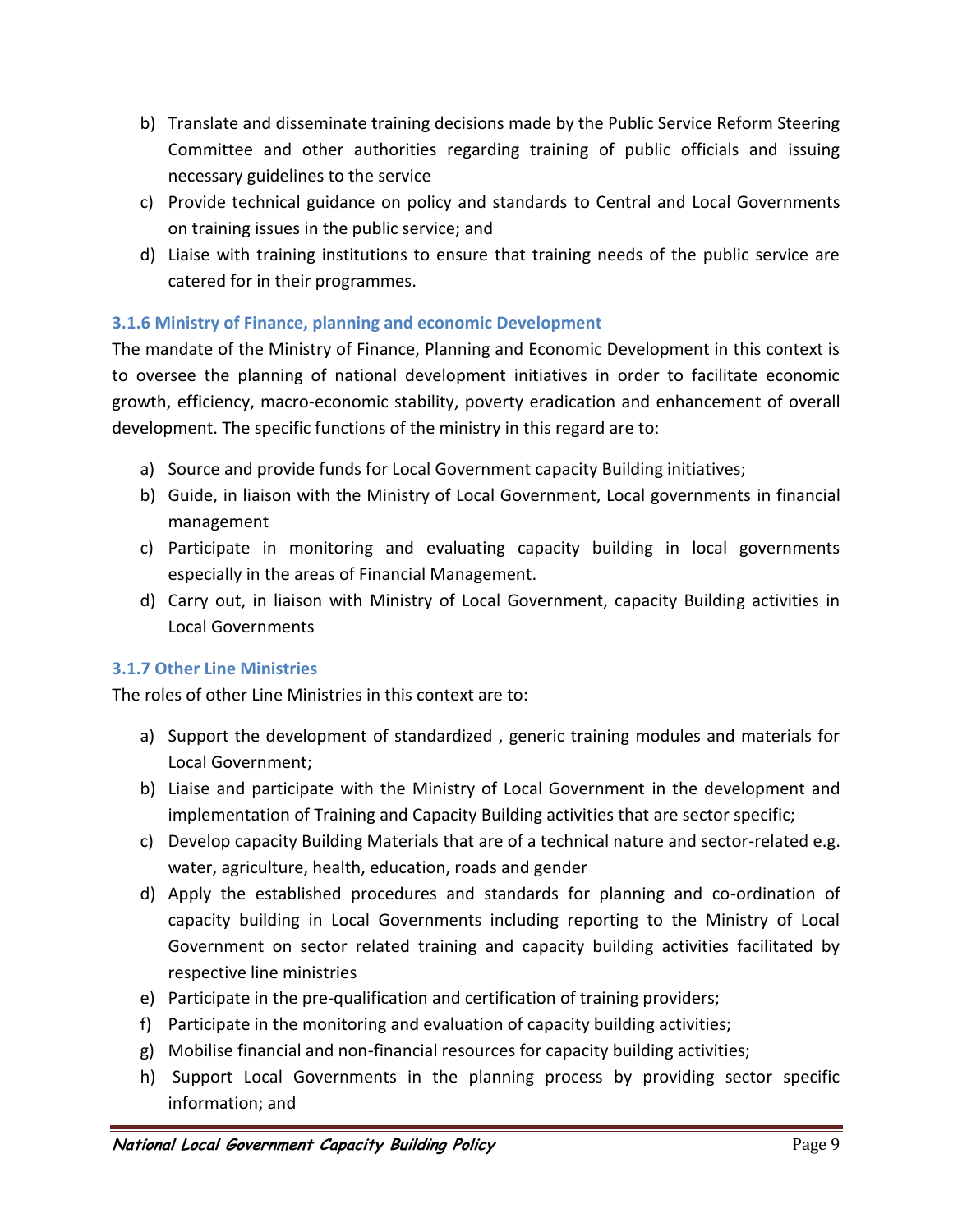b) Translate and disseminate training decisions made by the Public Service Reform Steering Committee and other authorities regarding training of public officials and issuing necessary guidelines to the service
c) Provide technical guidance on policy and standards to Central and Local Governments on training issues in the public service; and
d) Liaise with training institutions to ensure that training needs of the public service are catered for in their programmes.

### 3.1.6 Ministry of Finance, planning and economic Development

The mandate of the Ministry of Finance, Planning and Economic Development in this context is to oversee the planning of national development initiatives in order to facilitate economic growth, efficiency, macro-economic stability, poverty eradication and enhancement of overall development. The specific functions of the ministry in this regard are to:

a) Source and provide funds for Local Government capacity Building initiatives;
b) Guide, in liaison with the Ministry of Local Government, Local governments in financial management
c) Participate in monitoring and evaluating capacity building in local governments especially in the areas of Financial Management.
d) Carry out, in liaison with Ministry of Local Government, capacity Building activities in Local Governments

### 3.1.7 Other Line Ministries

The roles of other Line Ministries in this context are to:

a) Support the development of standardized , generic training modules and materials for Local Government;
b) Liaise and participate with the Ministry of Local Government in the development and implementation of Training and Capacity Building activities that are sector specific;
c) Develop capacity Building Materials that are of a technical nature and sector-related e.g. water, agriculture, health, education, roads and gender
d) Apply the established procedures and standards for planning and co-ordination of capacity building in Local Governments including reporting to the Ministry of Local Government on sector related training and capacity building activities facilitated by respective line ministries
e) Participate in the pre-qualification and certification of training providers;
f) Participate in the monitoring and evaluation of capacity building activities;
g) Mobilise financial and non-financial resources for capacity building activities;
h) Support Local Governments in the planning process by providing sector specific information; and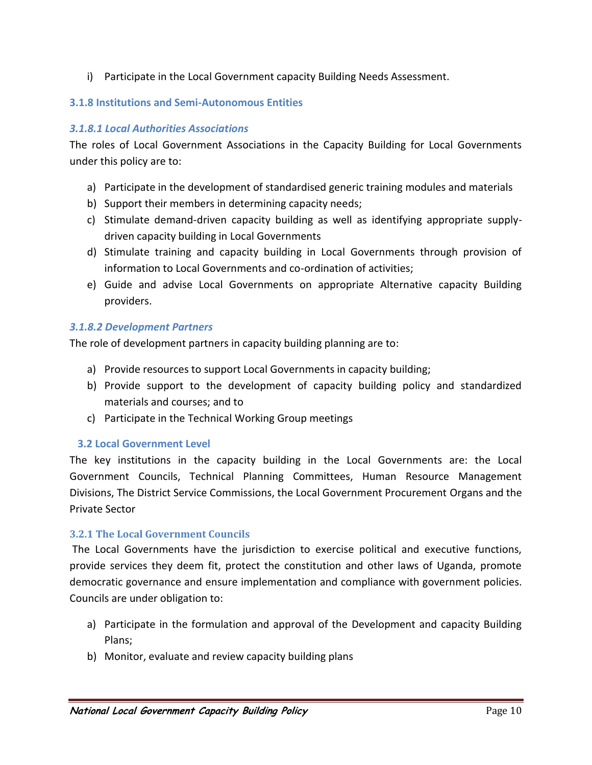i) Participate in the Local Government capacity Building Needs Assessment.

### 3.1.8 Institutions and Semi-Autonomous Entities

#### *3.1.8.1 Local Authorities Associations*

The roles of Local Government Associations in the Capacity Building for Local Governments under this policy are to:

a) Participate in the development of standardised generic training modules and materials
b) Support their members in determining capacity needs;
c) Stimulate demand-driven capacity building as well as identifying appropriate supply-driven capacity building in Local Governments
d) Stimulate training and capacity building in Local Governments through provision of information to Local Governments and co-ordination of activities;
e) Guide and advise Local Governments on appropriate Alternative capacity Building providers.

#### *3.1.8.2 Development Partners*

The role of development partners in capacity building planning are to:

a) Provide resources to support Local Governments in capacity building;
b) Provide support to the development of capacity building policy and standardized materials and courses; and to
c) Participate in the Technical Working Group meetings

## 3.2 Local Government Level

The key institutions in the capacity building in the Local Governments are: the Local Government Councils, Technical Planning Committees, Human Resource Management Divisions, The District Service Commissions, the Local Government Procurement Organs and the Private Sector

### 3.2.1 The Local Government Councils

The Local Governments have the jurisdiction to exercise political and executive functions, provide services they deem fit, protect the constitution and other laws of Uganda, promote democratic governance and ensure implementation and compliance with government policies. Councils are under obligation to:

a) Participate in the formulation and approval of the Development and capacity Building Plans;
b) Monitor, evaluate and review capacity building plans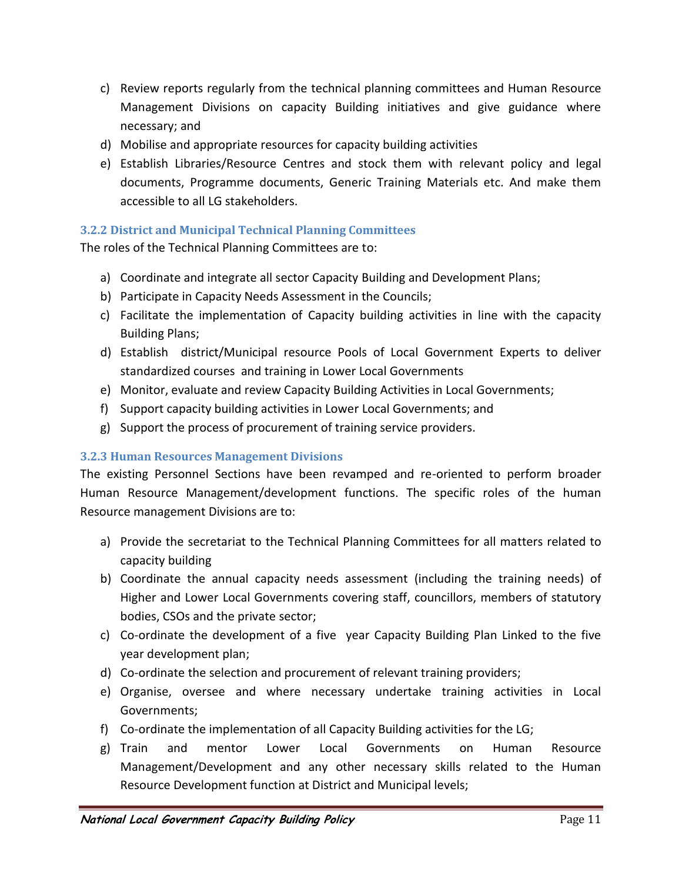c) Review reports regularly from the technical planning committees and Human Resource Management Divisions on capacity Building initiatives and give guidance where necessary; and
d) Mobilise and appropriate resources for capacity building activities
e) Establish Libraries/Resource Centres and stock them with relevant policy and legal documents, Programme documents, Generic Training Materials etc. And make them accessible to all LG stakeholders.

### 3.2.2 District and Municipal Technical Planning Committees

The roles of the Technical Planning Committees are to:

a) Coordinate and integrate all sector Capacity Building and Development Plans;
b) Participate in Capacity Needs Assessment in the Councils;
c) Facilitate the implementation of Capacity building activities in line with the capacity Building Plans;
d) Establish district/Municipal resource Pools of Local Government Experts to deliver standardized courses and training in Lower Local Governments
e) Monitor, evaluate and review Capacity Building Activities in Local Governments;
f) Support capacity building activities in Lower Local Governments; and
g) Support the process of procurement of training service providers.

### 3.2.3 Human Resources Management Divisions

The existing Personnel Sections have been revamped and re-oriented to perform broader Human Resource Management/development functions. The specific roles of the human Resource management Divisions are to:

a) Provide the secretariat to the Technical Planning Committees for all matters related to capacity building
b) Coordinate the annual capacity needs assessment (including the training needs) of Higher and Lower Local Governments covering staff, councillors, members of statutory bodies, CSOs and the private sector;
c) Co-ordinate the development of a five year Capacity Building Plan Linked to the five year development plan;
d) Co-ordinate the selection and procurement of relevant training providers;
e) Organise, oversee and where necessary undertake training activities in Local Governments;
f) Co-ordinate the implementation of all Capacity Building activities for the LG;
g) Train and mentor Lower Local Governments on Human Resource Management/Development and any other necessary skills related to the Human Resource Development function at District and Municipal levels;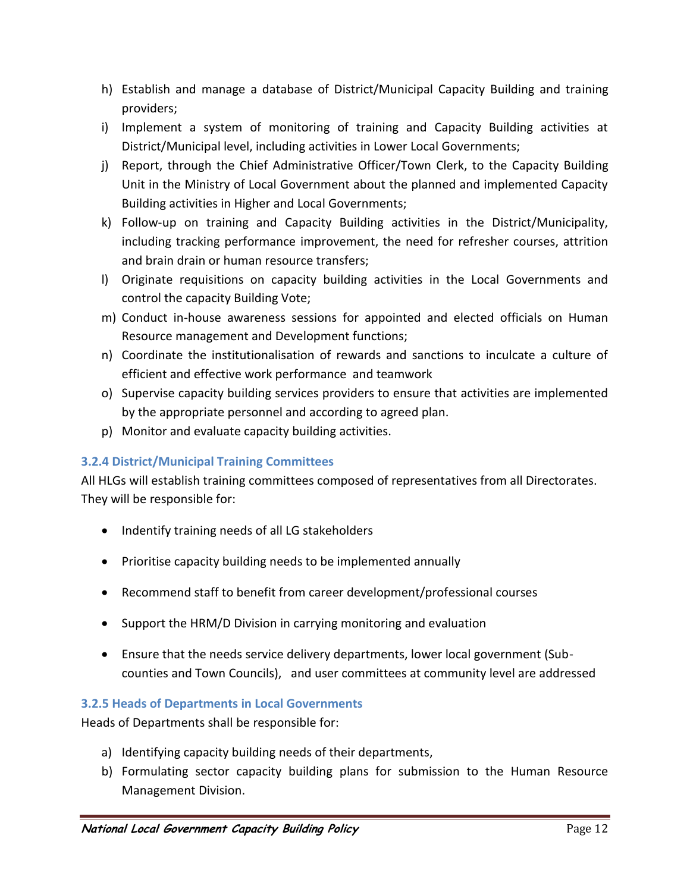h) Establish and manage a database of District/Municipal Capacity Building and training providers;
i) Implement a system of monitoring of training and Capacity Building activities at District/Municipal level, including activities in Lower Local Governments;
j) Report, through the Chief Administrative Officer/Town Clerk, to the Capacity Building Unit in the Ministry of Local Government about the planned and implemented Capacity Building activities in Higher and Local Governments;
k) Follow-up on training and Capacity Building activities in the District/Municipality, including tracking performance improvement, the need for refresher courses, attrition and brain drain or human resource transfers;
l) Originate requisitions on capacity building activities in the Local Governments and control the capacity Building Vote;
m) Conduct in-house awareness sessions for appointed and elected officials on Human Resource management and Development functions;
n) Coordinate the institutionalisation of rewards and sanctions to inculcate a culture of efficient and effective work performance and teamwork
o) Supervise capacity building services providers to ensure that activities are implemented by the appropriate personnel and according to agreed plan.
p) Monitor and evaluate capacity building activities.

### 3.2.4 District/Municipal Training Committees

All HLGs will establish training committees composed of representatives from all Directorates. They will be responsible for:

- Indentify training needs of all LG stakeholders
- Prioritise capacity building needs to be implemented annually
- Recommend staff to benefit from career development/professional courses
- Support the HRM/D Division in carrying monitoring and evaluation
- Ensure that the needs service delivery departments, lower local government (Sub-counties and Town Councils), and user committees at community level are addressed

### 3.2.5 Heads of Departments in Local Governments

Heads of Departments shall be responsible for:

a) Identifying capacity building needs of their departments,
b) Formulating sector capacity building plans for submission to the Human Resource Management Division.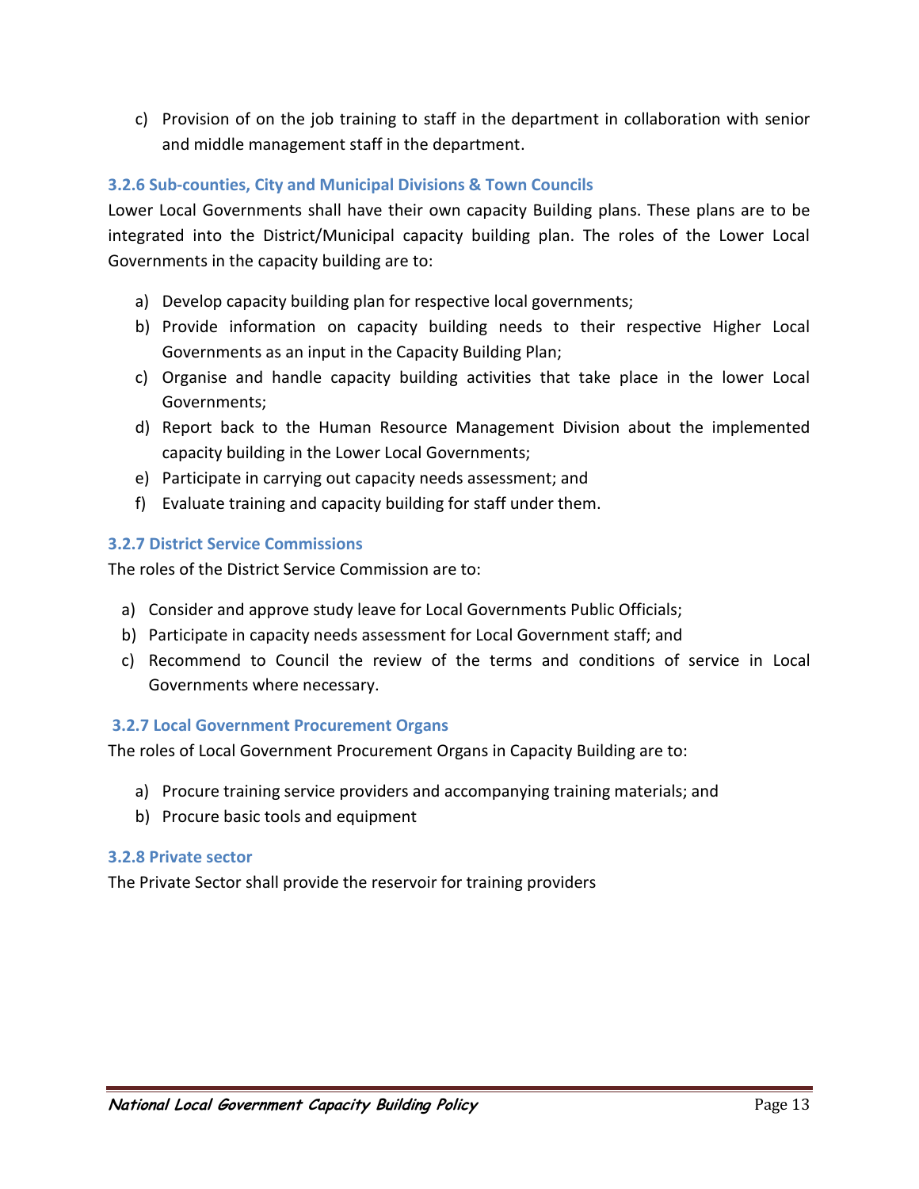c) Provision of on the job training to staff in the department in collaboration with senior and middle management staff in the department.

### 3.2.6 Sub-counties, City and Municipal Divisions & Town Councils

Lower Local Governments shall have their own capacity Building plans. These plans are to be integrated into the District/Municipal capacity building plan. The roles of the Lower Local Governments in the capacity building are to:

a) Develop capacity building plan for respective local governments;
b) Provide information on capacity building needs to their respective Higher Local Governments as an input in the Capacity Building Plan;
c) Organise and handle capacity building activities that take place in the lower Local Governments;
d) Report back to the Human Resource Management Division about the implemented capacity building in the Lower Local Governments;
e) Participate in carrying out capacity needs assessment; and
f) Evaluate training and capacity building for staff under them.

### 3.2.7 District Service Commissions

The roles of the District Service Commission are to:

a) Consider and approve study leave for Local Governments Public Officials;
b) Participate in capacity needs assessment for Local Government staff; and
c) Recommend to Council the review of the terms and conditions of service in Local Governments where necessary.

### 3.2.7 Local Government Procurement Organs

The roles of Local Government Procurement Organs in Capacity Building are to:

a) Procure training service providers and accompanying training materials; and
b) Procure basic tools and equipment

### 3.2.8 Private sector

The Private Sector shall provide the reservoir for training providers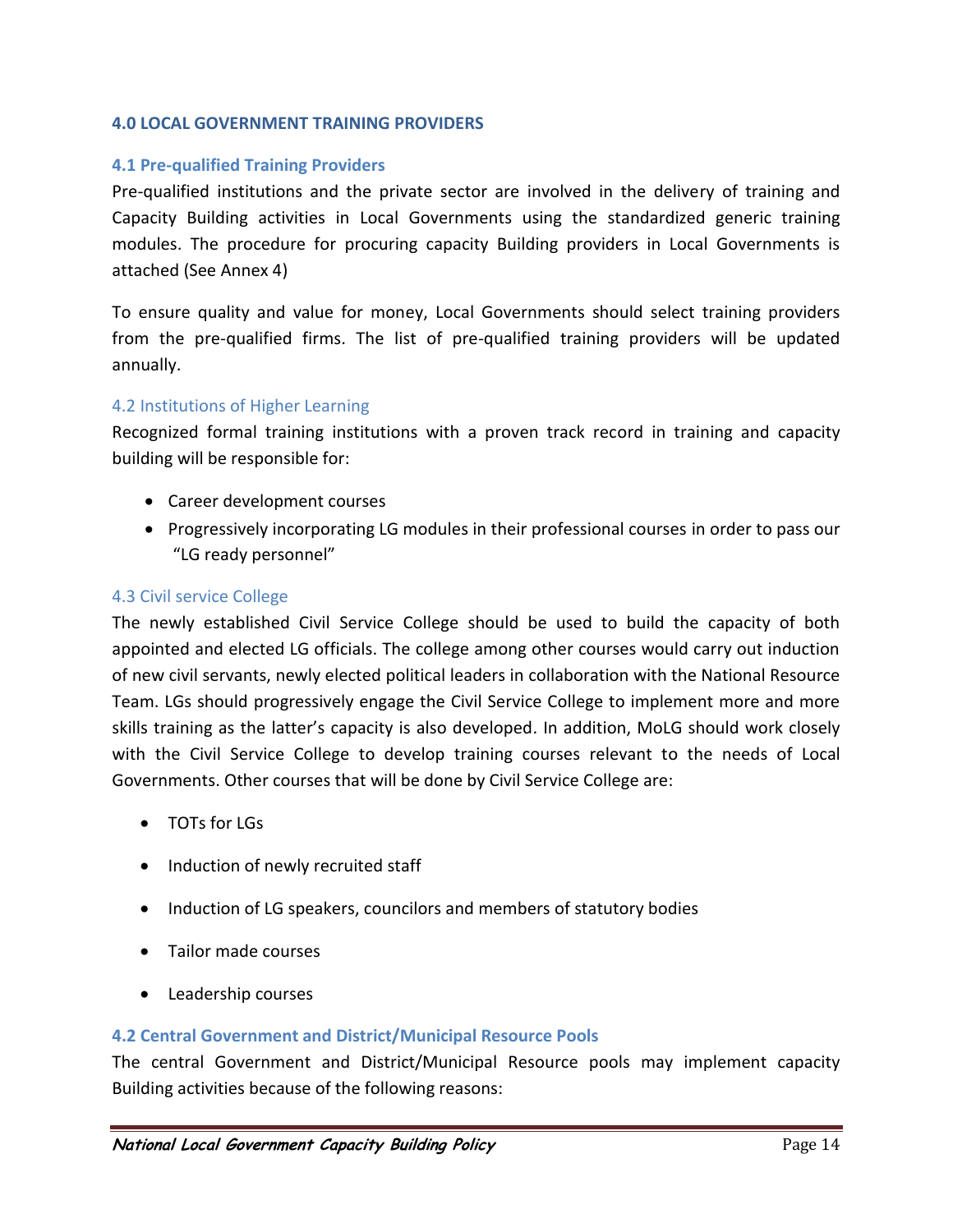## 4.0 LOCAL GOVERNMENT TRAINING PROVIDERS

### 4.1 Pre-qualified Training Providers

Pre-qualified institutions and the private sector are involved in the delivery of training and Capacity Building activities in Local Governments using the standardized generic training modules. The procedure for procuring capacity Building providers in Local Governments is attached (See Annex 4)

To ensure quality and value for money, Local Governments should select training providers from the pre-qualified firms. The list of pre-qualified training providers will be updated annually.

### 4.2 Institutions of Higher Learning

Recognized formal training institutions with a proven track record in training and capacity building will be responsible for:

- Career development courses
- Progressively incorporating LG modules in their professional courses in order to pass our "LG ready personnel"

### 4.3 Civil service College

The newly established Civil Service College should be used to build the capacity of both appointed and elected LG officials. The college among other courses would carry out induction of new civil servants, newly elected political leaders in collaboration with the National Resource Team. LGs should progressively engage the Civil Service College to implement more and more skills training as the latter's capacity is also developed. In addition, MoLG should work closely with the Civil Service College to develop training courses relevant to the needs of Local Governments. Other courses that will be done by Civil Service College are:

- TOTs for LGs
- Induction of newly recruited staff
- Induction of LG speakers, councilors and members of statutory bodies
- Tailor made courses
- Leadership courses

### 4.2 Central Government and District/Municipal Resource Pools

The central Government and District/Municipal Resource pools may implement capacity Building activities because of the following reasons: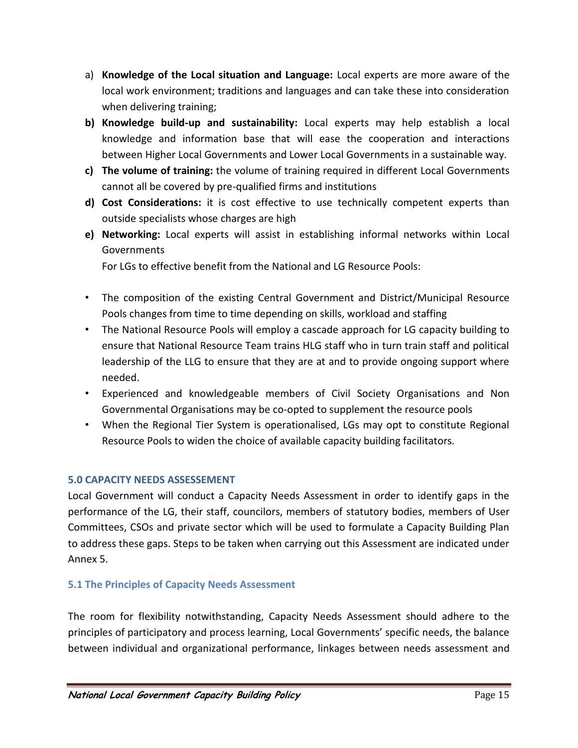a) **Knowledge of the Local situation and Language:** Local experts are more aware of the local work environment; traditions and languages and can take these into consideration when delivering training;

b) **Knowledge build-up and sustainability:** Local experts may help establish a local knowledge and information base that will ease the cooperation and interactions between Higher Local Governments and Lower Local Governments in a sustainable way.

c) **The volume of training:** the volume of training required in different Local Governments cannot all be covered by pre-qualified firms and institutions

d) **Cost Considerations:** it is cost effective to use technically competent experts than outside specialists whose charges are high

e) **Networking:** Local experts will assist in establishing informal networks within Local Governments

For LGs to effective benefit from the National and LG Resource Pools:

- The composition of the existing Central Government and District/Municipal Resource Pools changes from time to time depending on skills, workload and staffing
- The National Resource Pools will employ a cascade approach for LG capacity building to ensure that National Resource Team trains HLG staff who in turn train staff and political leadership of the LLG to ensure that they are at and to provide ongoing support where needed.
- Experienced and knowledgeable members of Civil Society Organisations and Non Governmental Organisations may be co-opted to supplement the resource pools
- When the Regional Tier System is operationalised, LGs may opt to constitute Regional Resource Pools to widen the choice of available capacity building facilitators.

## 5.0 CAPACITY NEEDS ASSESSEMENT

Local Government will conduct a Capacity Needs Assessment in order to identify gaps in the performance of the LG, their staff, councilors, members of statutory bodies, members of User Committees, CSOs and private sector which will be used to formulate a Capacity Building Plan to address these gaps. Steps to be taken when carrying out this Assessment are indicated under Annex 5.

### 5.1 The Principles of Capacity Needs Assessment

The room for flexibility notwithstanding, Capacity Needs Assessment should adhere to the principles of participatory and process learning, Local Governments' specific needs, the balance between individual and organizational performance, linkages between needs assessment and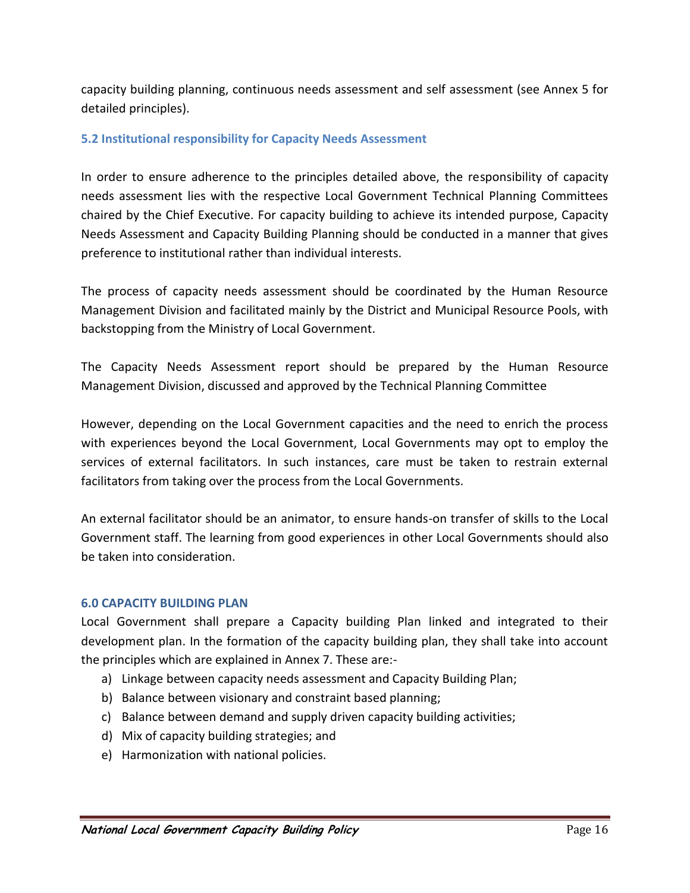capacity building planning, continuous needs assessment and self assessment (see Annex 5 for detailed principles).

### 5.2 Institutional responsibility for Capacity Needs Assessment

In order to ensure adherence to the principles detailed above, the responsibility of capacity needs assessment lies with the respective Local Government Technical Planning Committees chaired by the Chief Executive. For capacity building to achieve its intended purpose, Capacity Needs Assessment and Capacity Building Planning should be conducted in a manner that gives preference to institutional rather than individual interests.

The process of capacity needs assessment should be coordinated by the Human Resource Management Division and facilitated mainly by the District and Municipal Resource Pools, with backstopping from the Ministry of Local Government.

The Capacity Needs Assessment report should be prepared by the Human Resource Management Division, discussed and approved by the Technical Planning Committee

However, depending on the Local Government capacities and the need to enrich the process with experiences beyond the Local Government, Local Governments may opt to employ the services of external facilitators. In such instances, care must be taken to restrain external facilitators from taking over the process from the Local Governments.

An external facilitator should be an animator, to ensure hands-on transfer of skills to the Local Government staff. The learning from good experiences in other Local Governments should also be taken into consideration.

## 6.0 CAPACITY BUILDING PLAN

Local Government shall prepare a Capacity building Plan linked and integrated to their development plan. In the formation of the capacity building plan, they shall take into account the principles which are explained in Annex 7. These are:-

a) Linkage between capacity needs assessment and Capacity Building Plan;
b) Balance between visionary and constraint based planning;
c) Balance between demand and supply driven capacity building activities;
d) Mix of capacity building strategies; and
e) Harmonization with national policies.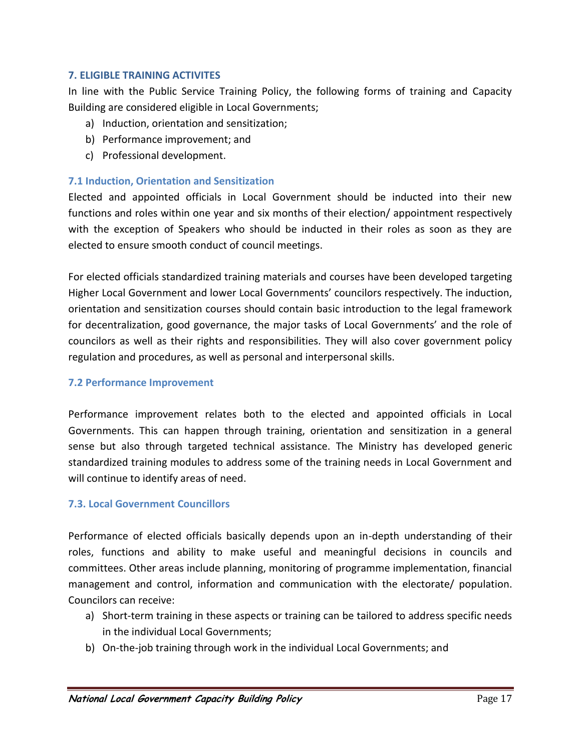## 7. ELIGIBLE TRAINING ACTIVITES

In line with the Public Service Training Policy, the following forms of training and Capacity Building are considered eligible in Local Governments;

a) Induction, orientation and sensitization;
b) Performance improvement; and
c) Professional development.

### 7.1 Induction, Orientation and Sensitization

Elected and appointed officials in Local Government should be inducted into their new functions and roles within one year and six months of their election/ appointment respectively with the exception of Speakers who should be inducted in their roles as soon as they are elected to ensure smooth conduct of council meetings.

For elected officials standardized training materials and courses have been developed targeting Higher Local Government and lower Local Governments' councilors respectively. The induction, orientation and sensitization courses should contain basic introduction to the legal framework for decentralization, good governance, the major tasks of Local Governments' and the role of councilors as well as their rights and responsibilities. They will also cover government policy regulation and procedures, as well as personal and interpersonal skills.

### 7.2 Performance Improvement

Performance improvement relates both to the elected and appointed officials in Local Governments. This can happen through training, orientation and sensitization in a general sense but also through targeted technical assistance. The Ministry has developed generic standardized training modules to address some of the training needs in Local Government and will continue to identify areas of need.

### 7.3. Local Government Councillors

Performance of elected officials basically depends upon an in-depth understanding of their roles, functions and ability to make useful and meaningful decisions in councils and committees. Other areas include planning, monitoring of programme implementation, financial management and control, information and communication with the electorate/ population. Councilors can receive:

a) Short-term training in these aspects or training can be tailored to address specific needs in the individual Local Governments;
b) On-the-job training through work in the individual Local Governments; and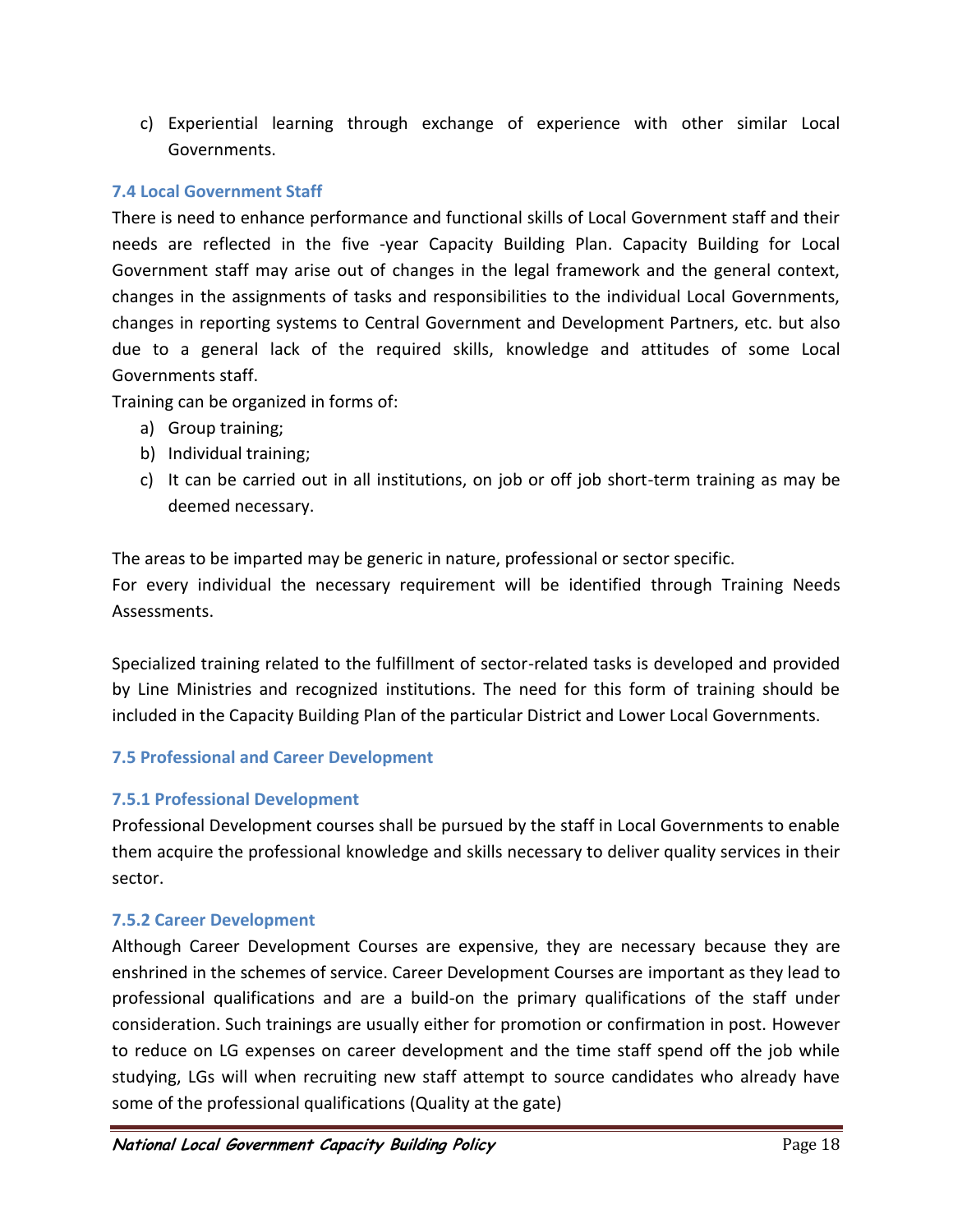c) Experiential learning through exchange of experience with other similar Local Governments.

### 7.4 Local Government Staff

There is need to enhance performance and functional skills of Local Government staff and their needs are reflected in the five -year Capacity Building Plan. Capacity Building for Local Government staff may arise out of changes in the legal framework and the general context, changes in the assignments of tasks and responsibilities to the individual Local Governments, changes in reporting systems to Central Government and Development Partners, etc. but also due to a general lack of the required skills, knowledge and attitudes of some Local Governments staff.

Training can be organized in forms of:

a) Group training;
b) Individual training;
c) It can be carried out in all institutions, on job or off job short-term training as may be deemed necessary.

The areas to be imparted may be generic in nature, professional or sector specific.

For every individual the necessary requirement will be identified through Training Needs Assessments.

Specialized training related to the fulfillment of sector-related tasks is developed and provided by Line Ministries and recognized institutions. The need for this form of training should be included in the Capacity Building Plan of the particular District and Lower Local Governments.

### 7.5 Professional and Career Development

#### 7.5.1 Professional Development

Professional Development courses shall be pursued by the staff in Local Governments to enable them acquire the professional knowledge and skills necessary to deliver quality services in their sector.

#### 7.5.2 Career Development

Although Career Development Courses are expensive, they are necessary because they are enshrined in the schemes of service. Career Development Courses are important as they lead to professional qualifications and are a build-on the primary qualifications of the staff under consideration. Such trainings are usually either for promotion or confirmation in post. However to reduce on LG expenses on career development and the time staff spend off the job while studying, LGs will when recruiting new staff attempt to source candidates who already have some of the professional qualifications (Quality at the gate)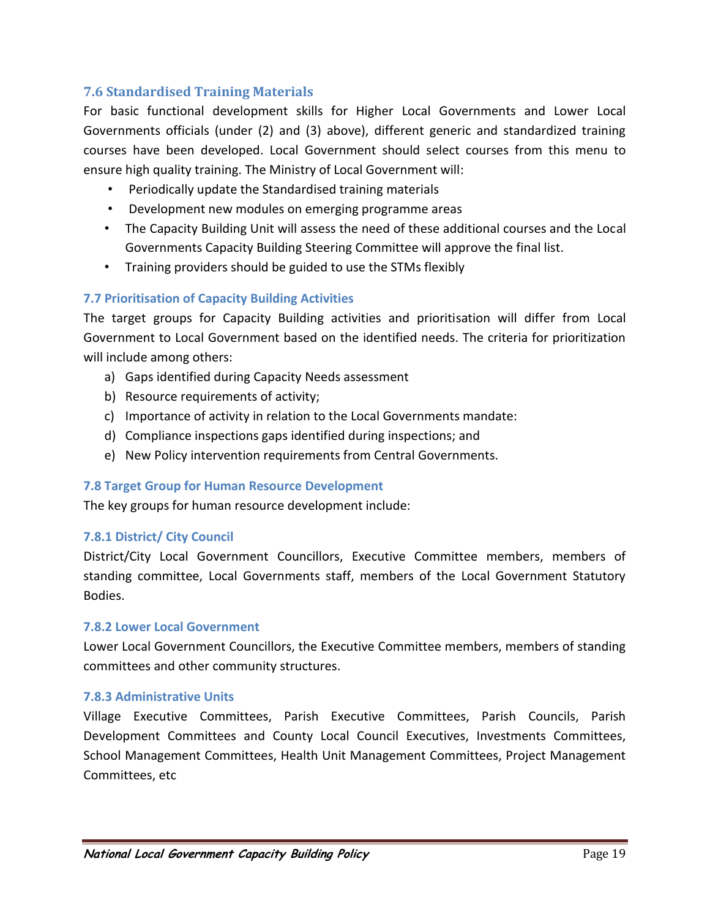## 7.6 Standardised Training Materials

For basic functional development skills for Higher Local Governments and Lower Local Governments officials (under (2) and (3) above), different generic and standardized training courses have been developed. Local Government should select courses from this menu to ensure high quality training. The Ministry of Local Government will:

- Periodically update the Standardised training materials
- Development new modules on emerging programme areas
- The Capacity Building Unit will assess the need of these additional courses and the Local Governments Capacity Building Steering Committee will approve the final list.
- Training providers should be guided to use the STMs flexibly

### 7.7 Prioritisation of Capacity Building Activities

The target groups for Capacity Building activities and prioritisation will differ from Local Government to Local Government based on the identified needs. The criteria for prioritization will include among others:

a) Gaps identified during Capacity Needs assessment
b) Resource requirements of activity;
c) Importance of activity in relation to the Local Governments mandate:
d) Compliance inspections gaps identified during inspections; and
e) New Policy intervention requirements from Central Governments.

### 7.8 Target Group for Human Resource Development

The key groups for human resource development include:

#### 7.8.1 District/ City Council

District/City Local Government Councillors, Executive Committee members, members of standing committee, Local Governments staff, members of the Local Government Statutory Bodies.

#### 7.8.2 Lower Local Government

Lower Local Government Councillors, the Executive Committee members, members of standing committees and other community structures.

#### 7.8.3 Administrative Units

Village Executive Committees, Parish Executive Committees, Parish Councils, Parish Development Committees and County Local Council Executives, Investments Committees, School Management Committees, Health Unit Management Committees, Project Management Committees, etc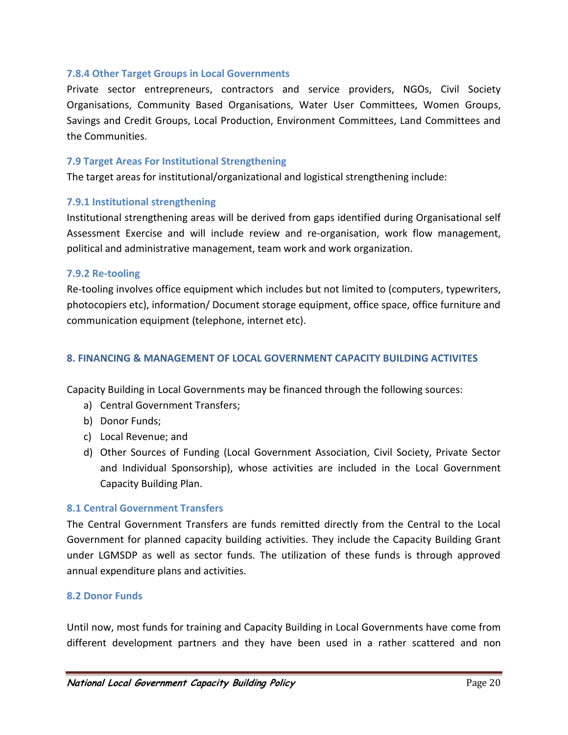### 7.8.4 Other Target Groups in Local Governments

Private sector entrepreneurs, contractors and service providers, NGOs, Civil Society Organisations, Community Based Organisations, Water User Committees, Women Groups, Savings and Credit Groups, Local Production, Environment Committees, Land Committees and the Communities.

### 7.9 Target Areas For Institutional Strengthening

The target areas for institutional/organizational and logistical strengthening include:

#### 7.9.1 Institutional strengthening

Institutional strengthening areas will be derived from gaps identified during Organisational self Assessment Exercise and will include review and re-organisation, work flow management, political and administrative management, team work and work organization.

#### 7.9.2 Re-tooling

Re-tooling involves office equipment which includes but not limited to (computers, typewriters, photocopiers etc), information/ Document storage equipment, office space, office furniture and communication equipment (telephone, internet etc).

## 8. FINANCING & MANAGEMENT OF LOCAL GOVERNMENT CAPACITY BUILDING ACTIVITES

Capacity Building in Local Governments may be financed through the following sources:

a) Central Government Transfers;
b) Donor Funds;
c) Local Revenue; and
d) Other Sources of Funding (Local Government Association, Civil Society, Private Sector and Individual Sponsorship), whose activities are included in the Local Government Capacity Building Plan.

### 8.1 Central Government Transfers

The Central Government Transfers are funds remitted directly from the Central to the Local Government for planned capacity building activities. They include the Capacity Building Grant under LGMSDP as well as sector funds. The utilization of these funds is through approved annual expenditure plans and activities.

### 8.2 Donor Funds

Until now, most funds for training and Capacity Building in Local Governments have come from different development partners and they have been used in a rather scattered and non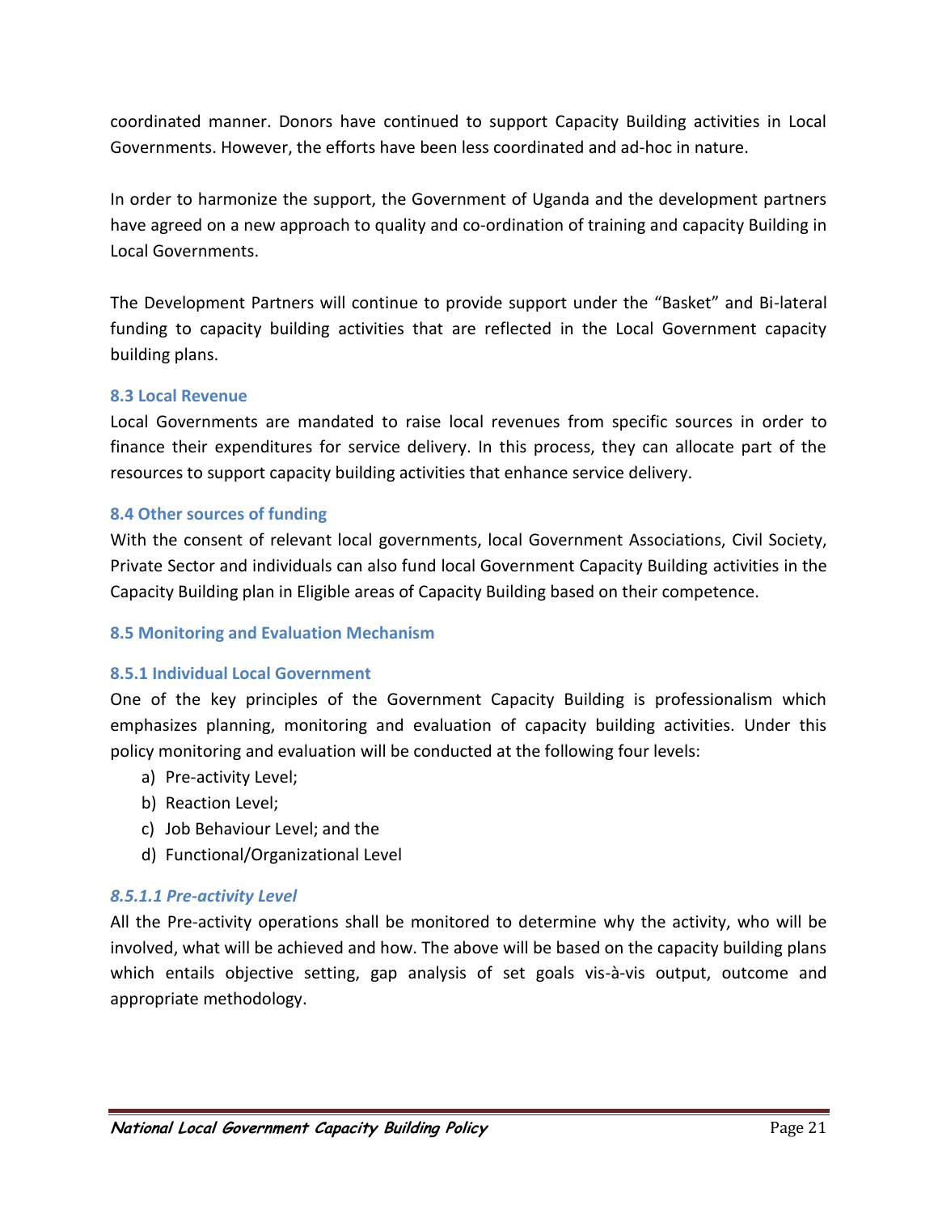coordinated manner. Donors have continued to support Capacity Building activities in Local Governments. However, the efforts have been less coordinated and ad-hoc in nature.

In order to harmonize the support, the Government of Uganda and the development partners have agreed on a new approach to quality and co-ordination of training and capacity Building in Local Governments.

The Development Partners will continue to provide support under the "Basket" and Bi-lateral funding to capacity building activities that are reflected in the Local Government capacity building plans.

### 8.3 Local Revenue

Local Governments are mandated to raise local revenues from specific sources in order to finance their expenditures for service delivery. In this process, they can allocate part of the resources to support capacity building activities that enhance service delivery.

### 8.4 Other sources of funding

With the consent of relevant local governments, local Government Associations, Civil Society, Private Sector and individuals can also fund local Government Capacity Building activities in the Capacity Building plan in Eligible areas of Capacity Building based on their competence.

### 8.5 Monitoring and Evaluation Mechanism

#### 8.5.1 Individual Local Government

One of the key principles of the Government Capacity Building is professionalism which emphasizes planning, monitoring and evaluation of capacity building activities. Under this policy monitoring and evaluation will be conducted at the following four levels:

a) Pre-activity Level;
b) Reaction Level;
c) Job Behaviour Level; and the
d) Functional/Organizational Level

##### *8.5.1.1 Pre-activity Level*

All the Pre-activity operations shall be monitored to determine why the activity, who will be involved, what will be achieved and how. The above will be based on the capacity building plans which entails objective setting, gap analysis of set goals vis-à-vis output, outcome and appropriate methodology.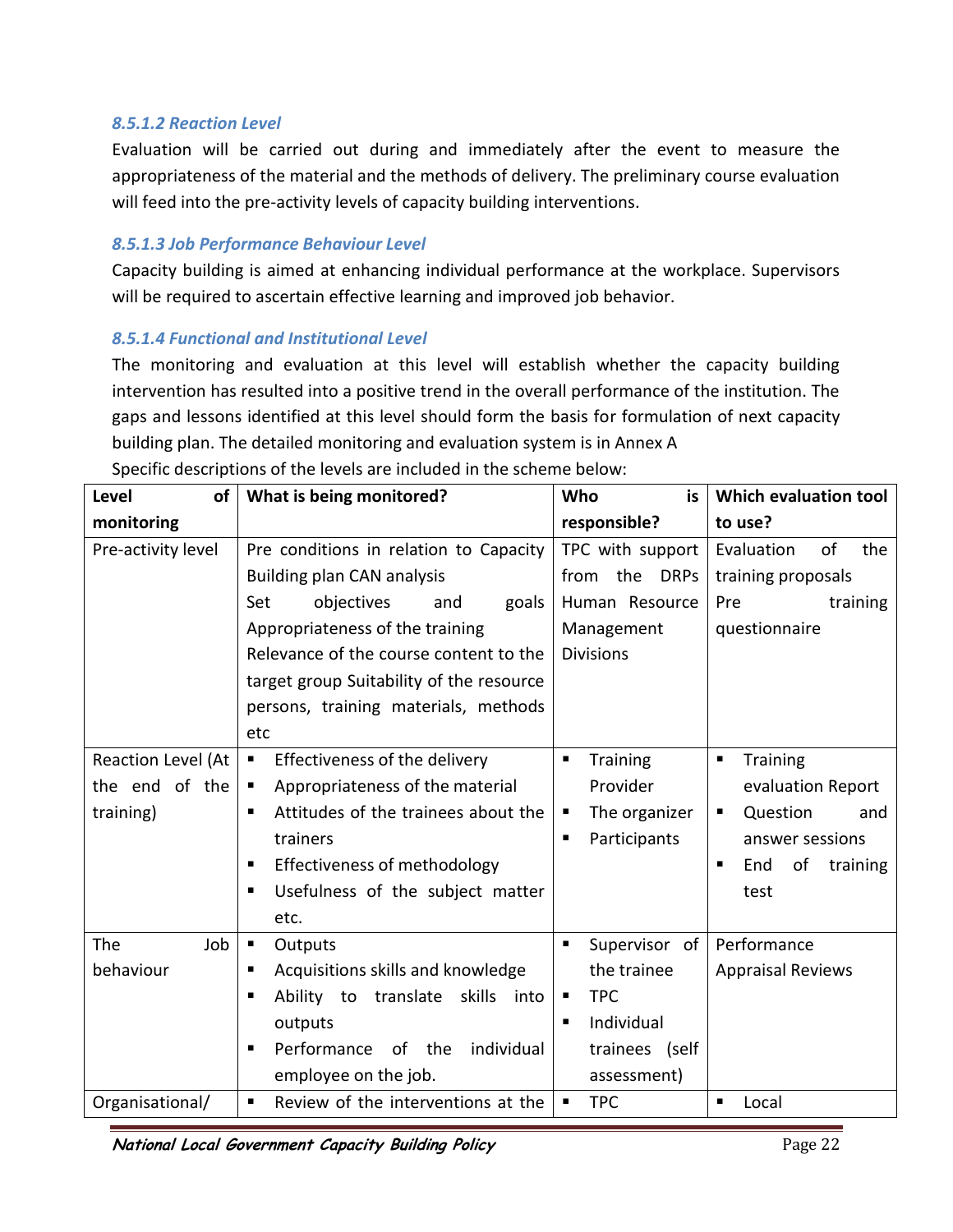#### 8.5.1.2 Reaction Level

Evaluation will be carried out during and immediately after the event to measure the appropriateness of the material and the methods of delivery. The preliminary course evaluation will feed into the pre-activity levels of capacity building interventions.

#### 8.5.1.3 Job Performance Behaviour Level

Capacity building is aimed at enhancing individual performance at the workplace. Supervisors will be required to ascertain effective learning and improved job behavior.

#### 8.5.1.4 Functional and Institutional Level

The monitoring and evaluation at this level will establish whether the capacity building intervention has resulted into a positive trend in the overall performance of the institution. The gaps and lessons identified at this level should form the basis for formulation of next capacity building plan. The detailed monitoring and evaluation system is in Annex A

Specific descriptions of the levels are included in the scheme below:

| Level of monitoring | What is being monitored? | Who is responsible? | Which evaluation tool to use? |
|---|---|---|---|
| Pre-activity level | Pre conditions in relation to Capacity Building plan CAN analysis<br>Set objectives and goals<br>Appropriateness of the training<br>Relevance of the course content to the target group Suitability of the resource persons, training materials, methods etc | TPC with support from the DRPs Human Resource Management Divisions | Evaluation of the training proposals<br>Pre training questionnaire |
| Reaction Level (At the end of the training) | ▪ Effectiveness of the delivery<br>▪ Appropriateness of the material<br>▪ Attitudes of the trainees about the trainers<br>▪ Effectiveness of methodology<br>▪ Usefulness of the subject matter etc. | ▪ Training Provider<br>▪ The organizer<br>▪ Participants | ▪ Training evaluation Report<br>▪ Question and answer sessions<br>▪ End of training test |
| The Job behaviour | ▪ Outputs<br>▪ Acquisitions skills and knowledge<br>▪ Ability to translate skills into outputs<br>▪ Performance of the individual employee on the job. | ▪ Supervisor of the trainee<br>▪ TPC<br>▪ Individual trainees (self assessment) | Performance Appraisal Reviews |
| Organisational/ | ▪ Review of the interventions at the | ▪ TPC | ▪ Local |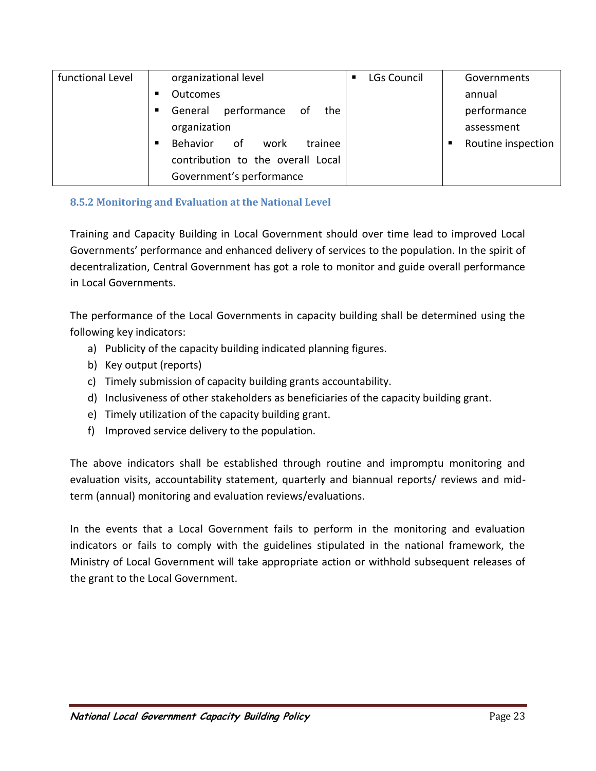| functional Level | organizational level<br>▪ Outcomes<br>▪ General performance of the organization<br>▪ Behavior of work trainee contribution to the overall Local Government's performance | ▪ LGs Council | Governments annual performance assessment<br>▪ Routine inspection |
|---|---|---|---|

### 8.5.2 Monitoring and Evaluation at the National Level

Training and Capacity Building in Local Government should over time lead to improved Local Governments' performance and enhanced delivery of services to the population. In the spirit of decentralization, Central Government has got a role to monitor and guide overall performance in Local Governments.

The performance of the Local Governments in capacity building shall be determined using the following key indicators:

a) Publicity of the capacity building indicated planning figures.
b) Key output (reports)
c) Timely submission of capacity building grants accountability.
d) Inclusiveness of other stakeholders as beneficiaries of the capacity building grant.
e) Timely utilization of the capacity building grant.
f) Improved service delivery to the population.

The above indicators shall be established through routine and impromptu monitoring and evaluation visits, accountability statement, quarterly and biannual reports/ reviews and mid-term (annual) monitoring and evaluation reviews/evaluations.

In the events that a Local Government fails to perform in the monitoring and evaluation indicators or fails to comply with the guidelines stipulated in the national framework, the Ministry of Local Government will take appropriate action or withhold subsequent releases of the grant to the Local Government.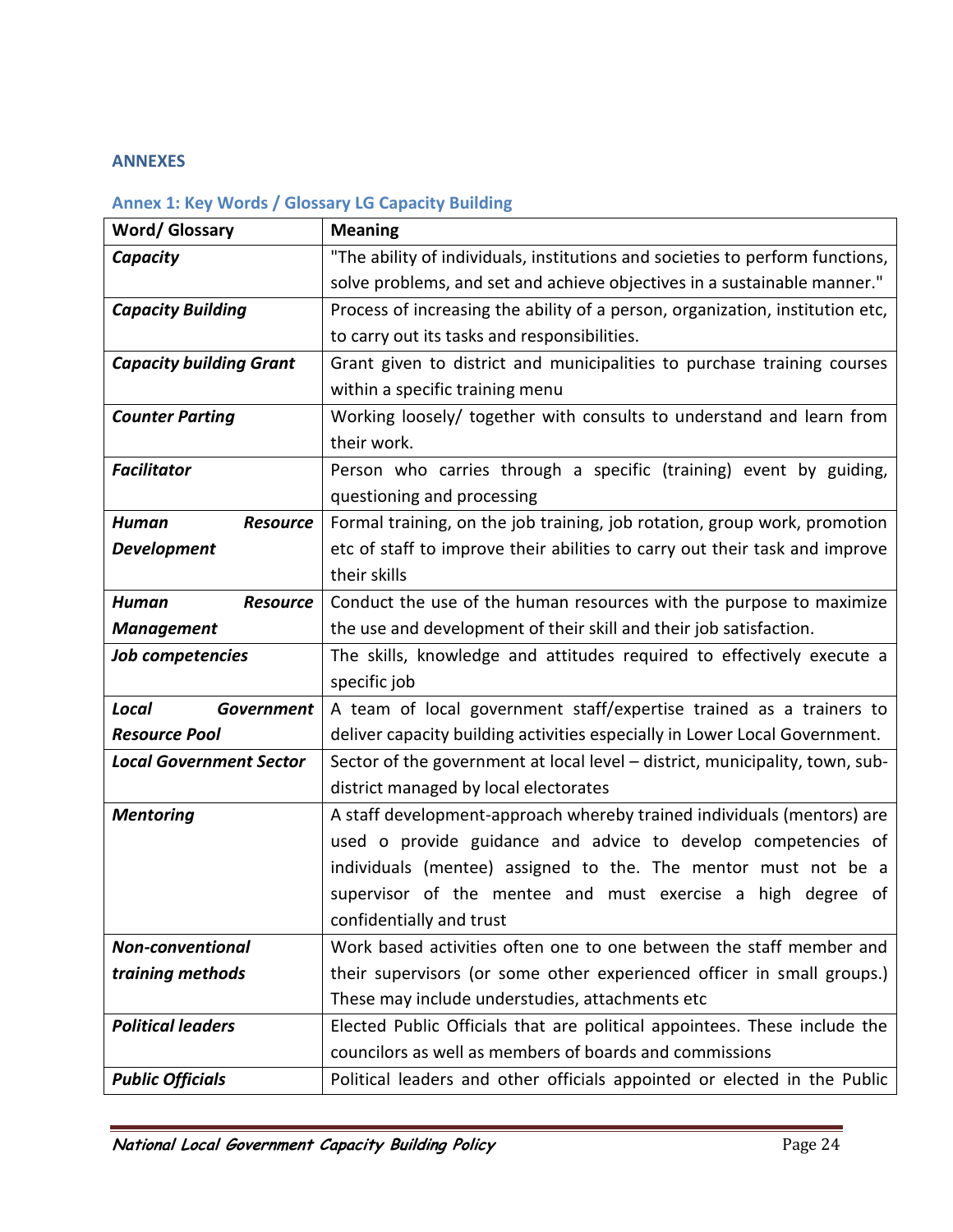## ANNEXES

### Annex 1: Key Words / Glossary LG Capacity Building

| Word/ Glossary | Meaning |
|---|---|
| ***Capacity*** | "The ability of individuals, institutions and societies to perform functions, solve problems, and set and achieve objectives in a sustainable manner." |
| ***Capacity Building*** | Process of increasing the ability of a person, organization, institution etc, to carry out its tasks and responsibilities. |
| ***Capacity building Grant*** | Grant given to district and municipalities to purchase training courses within a specific training menu |
| ***Counter Parting*** | Working loosely/ together with consults to understand and learn from their work. |
| ***Facilitator*** | Person who carries through a specific (training) event by guiding, questioning and processing |
| ***Human Resource Development*** | Formal training, on the job training, job rotation, group work, promotion etc of staff to improve their abilities to carry out their task and improve their skills |
| ***Human Resource Management*** | Conduct the use of the human resources with the purpose to maximize the use and development of their skill and their job satisfaction. |
| ***Job competencies*** | The skills, knowledge and attitudes required to effectively execute a specific job |
| ***Local Government Resource Pool*** | A team of local government staff/expertise trained as a trainers to deliver capacity building activities especially in Lower Local Government. |
| ***Local Government Sector*** | Sector of the government at local level – district, municipality, town, sub-district managed by local electorates |
| ***Mentoring*** | A staff development-approach whereby trained individuals (mentors) are used o provide guidance and advice to develop competencies of individuals (mentee) assigned to the. The mentor must not be a supervisor of the mentee and must exercise a high degree of confidentially and trust |
| ***Non-conventional training methods*** | Work based activities often one to one between the staff member and their supervisors (or some other experienced officer in small groups.) These may include understudies, attachments etc |
| ***Political leaders*** | Elected Public Officials that are political appointees. These include the councilors as well as members of boards and commissions |
| ***Public Officials*** | Political leaders and other officials appointed or elected in the Public |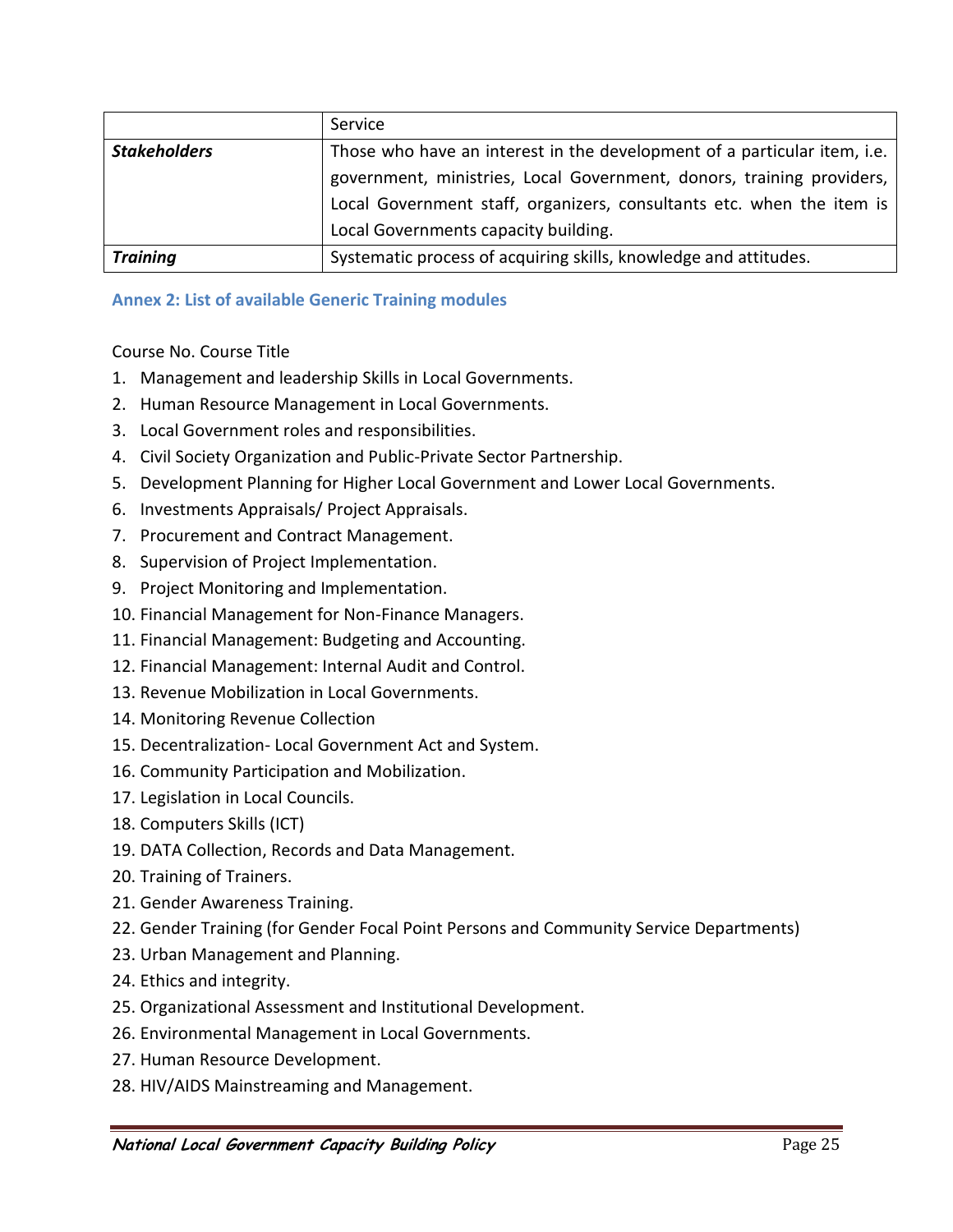| | Service |
|---|---|
| ***Stakeholders*** | Those who have an interest in the development of a particular item, i.e. government, ministries, Local Government, donors, training providers, Local Government staff, organizers, consultants etc. when the item is Local Governments capacity building. |
| ***Training*** | Systematic process of acquiring skills, knowledge and attitudes. |

### Annex 2: List of available Generic Training modules

Course No. Course Title

1. Management and leadership Skills in Local Governments.
2. Human Resource Management in Local Governments.
3. Local Government roles and responsibilities.
4. Civil Society Organization and Public-Private Sector Partnership.
5. Development Planning for Higher Local Government and Lower Local Governments.
6. Investments Appraisals/ Project Appraisals.
7. Procurement and Contract Management.
8. Supervision of Project Implementation.
9. Project Monitoring and Implementation.
10. Financial Management for Non-Finance Managers.
11. Financial Management: Budgeting and Accounting.
12. Financial Management: Internal Audit and Control.
13. Revenue Mobilization in Local Governments.
14. Monitoring Revenue Collection
15. Decentralization- Local Government Act and System.
16. Community Participation and Mobilization.
17. Legislation in Local Councils.
18. Computers Skills (ICT)
19. DATA Collection, Records and Data Management.
20. Training of Trainers.
21. Gender Awareness Training.
22. Gender Training (for Gender Focal Point Persons and Community Service Departments)
23. Urban Management and Planning.
24. Ethics and integrity.
25. Organizational Assessment and Institutional Development.
26. Environmental Management in Local Governments.
27. Human Resource Development.
28. HIV/AIDS Mainstreaming and Management.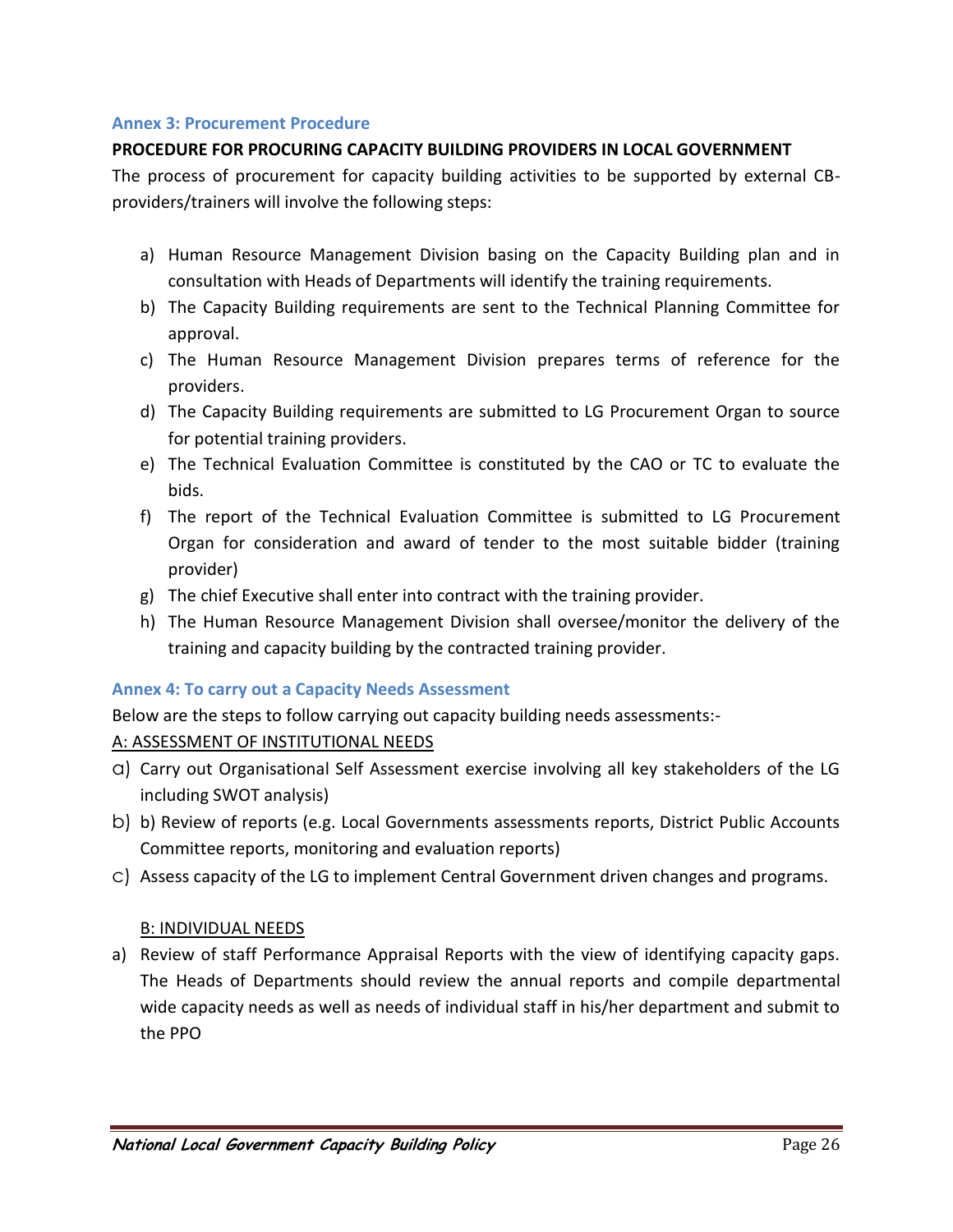## Annex 3: Procurement Procedure

**PROCEDURE FOR PROCURING CAPACITY BUILDING PROVIDERS IN LOCAL GOVERNMENT**

The process of procurement for capacity building activities to be supported by external CB-providers/trainers will involve the following steps:

a) Human Resource Management Division basing on the Capacity Building plan and in consultation with Heads of Departments will identify the training requirements.
b) The Capacity Building requirements are sent to the Technical Planning Committee for approval.
c) The Human Resource Management Division prepares terms of reference for the providers.
d) The Capacity Building requirements are submitted to LG Procurement Organ to source for potential training providers.
e) The Technical Evaluation Committee is constituted by the CAO or TC to evaluate the bids.
f) The report of the Technical Evaluation Committee is submitted to LG Procurement Organ for consideration and award of tender to the most suitable bidder (training provider)
g) The chief Executive shall enter into contract with the training provider.
h) The Human Resource Management Division shall oversee/monitor the delivery of the training and capacity building by the contracted training provider.

## Annex 4: To carry out a Capacity Needs Assessment

Below are the steps to follow carrying out capacity building needs assessments:-

A: ASSESSMENT OF INSTITUTIONAL NEEDS

a) Carry out Organisational Self Assessment exercise involving all key stakeholders of the LG including SWOT analysis)
b) b) Review of reports (e.g. Local Governments assessments reports, District Public Accounts Committee reports, monitoring and evaluation reports)
c) Assess capacity of the LG to implement Central Government driven changes and programs.

B: INDIVIDUAL NEEDS

a) Review of staff Performance Appraisal Reports with the view of identifying capacity gaps. The Heads of Departments should review the annual reports and compile departmental wide capacity needs as well as needs of individual staff in his/her department and submit to the PPO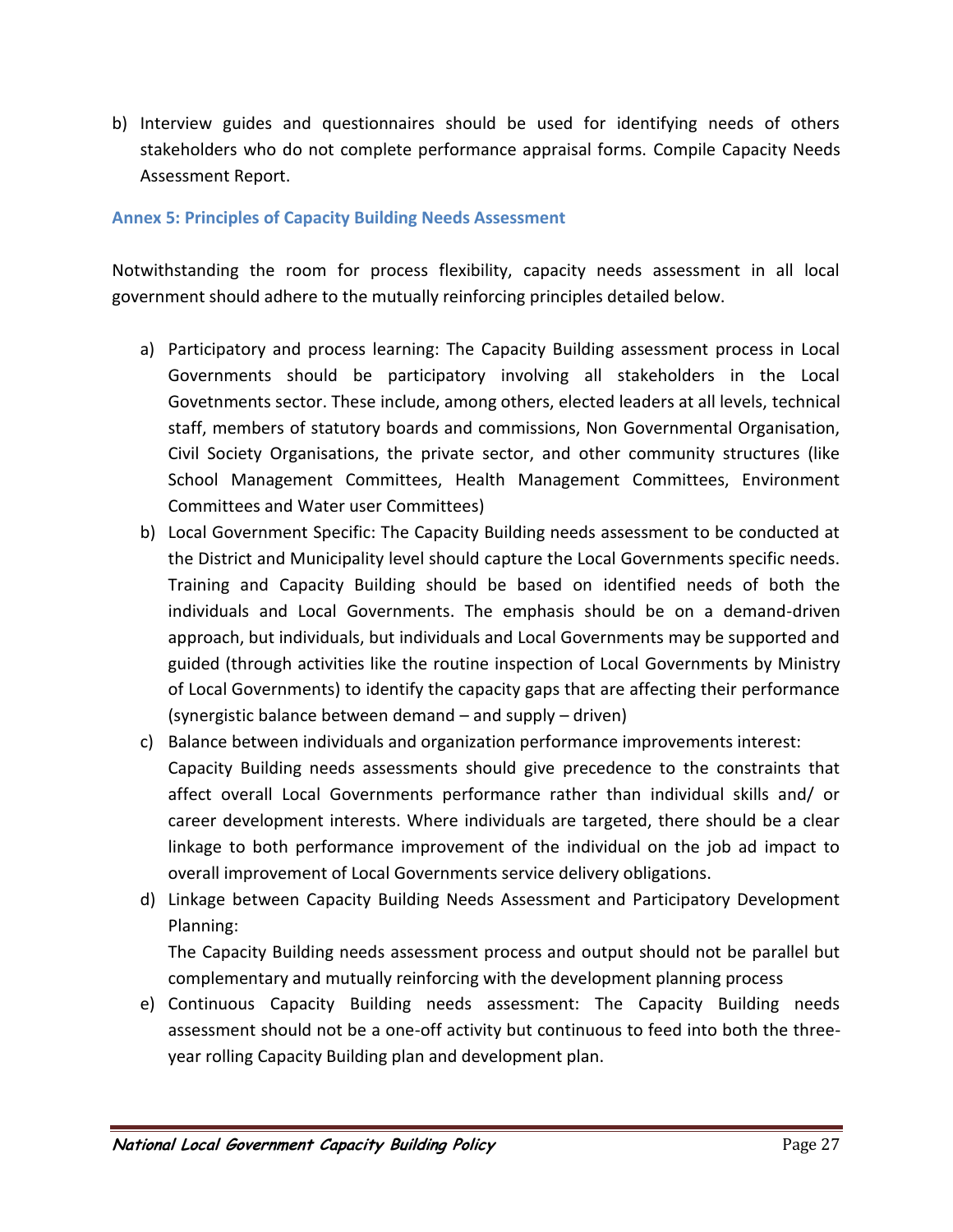b) Interview guides and questionnaires should be used for identifying needs of others stakeholders who do not complete performance appraisal forms. Compile Capacity Needs Assessment Report.

### Annex 5: Principles of Capacity Building Needs Assessment

Notwithstanding the room for process flexibility, capacity needs assessment in all local government should adhere to the mutually reinforcing principles detailed below.

a) Participatory and process learning: The Capacity Building assessment process in Local Governments should be participatory involving all stakeholders in the Local Govetnments sector. These include, among others, elected leaders at all levels, technical staff, members of statutory boards and commissions, Non Governmental Organisation, Civil Society Organisations, the private sector, and other community structures (like School Management Committees, Health Management Committees, Environment Committees and Water user Committees)

b) Local Government Specific: The Capacity Building needs assessment to be conducted at the District and Municipality level should capture the Local Governments specific needs. Training and Capacity Building should be based on identified needs of both the individuals and Local Governments. The emphasis should be on a demand-driven approach, but individuals, but individuals and Local Governments may be supported and guided (through activities like the routine inspection of Local Governments by Ministry of Local Governments) to identify the capacity gaps that are affecting their performance (synergistic balance between demand – and supply – driven)

c) Balance between individuals and organization performance improvements interest: Capacity Building needs assessments should give precedence to the constraints that affect overall Local Governments performance rather than individual skills and/ or career development interests. Where individuals are targeted, there should be a clear linkage to both performance improvement of the individual on the job ad impact to overall improvement of Local Governments service delivery obligations.

d) Linkage between Capacity Building Needs Assessment and Participatory Development Planning:
   The Capacity Building needs assessment process and output should not be parallel but complementary and mutually reinforcing with the development planning process

e) Continuous Capacity Building needs assessment: The Capacity Building needs assessment should not be a one-off activity but continuous to feed into both the three-year rolling Capacity Building plan and development plan.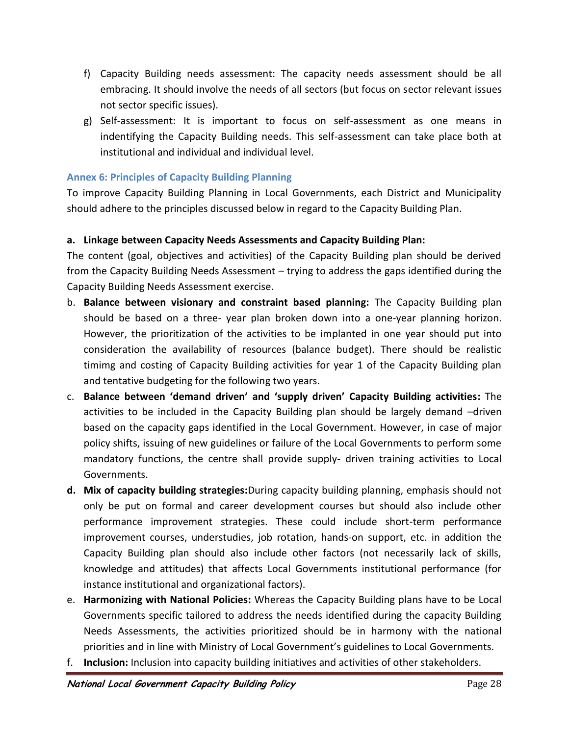f) Capacity Building needs assessment: The capacity needs assessment should be all embracing. It should involve the needs of all sectors (but focus on sector relevant issues not sector specific issues).

g) Self-assessment: It is important to focus on self-assessment as one means in indentifying the Capacity Building needs. This self-assessment can take place both at institutional and individual and individual level.

### Annex 6: Principles of Capacity Building Planning

To improve Capacity Building Planning in Local Governments, each District and Municipality should adhere to the principles discussed below in regard to the Capacity Building Plan.

**a. Linkage between Capacity Needs Assessments and Capacity Building Plan:**

The content (goal, objectives and activities) of the Capacity Building plan should be derived from the Capacity Building Needs Assessment – trying to address the gaps identified during the Capacity Building Needs Assessment exercise.

b. **Balance between visionary and constraint based planning:** The Capacity Building plan should be based on a three- year plan broken down into a one-year planning horizon. However, the prioritization of the activities to be implanted in one year should put into consideration the availability of resources (balance budget). There should be realistic timimg and costing of Capacity Building activities for year 1 of the Capacity Building plan and tentative budgeting for the following two years.

c. **Balance between 'demand driven' and 'supply driven' Capacity Building activities:** The activities to be included in the Capacity Building plan should be largely demand –driven based on the capacity gaps identified in the Local Government. However, in case of major policy shifts, issuing of new guidelines or failure of the Local Governments to perform some mandatory functions, the centre shall provide supply- driven training activities to Local Governments.

**d. Mix of capacity building strategies:**During capacity building planning, emphasis should not only be put on formal and career development courses but should also include other performance improvement strategies. These could include short-term performance improvement courses, understudies, job rotation, hands-on support, etc. in addition the Capacity Building plan should also include other factors (not necessarily lack of skills, knowledge and attitudes) that affects Local Governments institutional performance (for instance institutional and organizational factors).

e. **Harmonizing with National Policies:** Whereas the Capacity Building plans have to be Local Governments specific tailored to address the needs identified during the capacity Building Needs Assessments, the activities prioritized should be in harmony with the national priorities and in line with Ministry of Local Government's guidelines to Local Governments.

f. **Inclusion:** Inclusion into capacity building initiatives and activities of other stakeholders.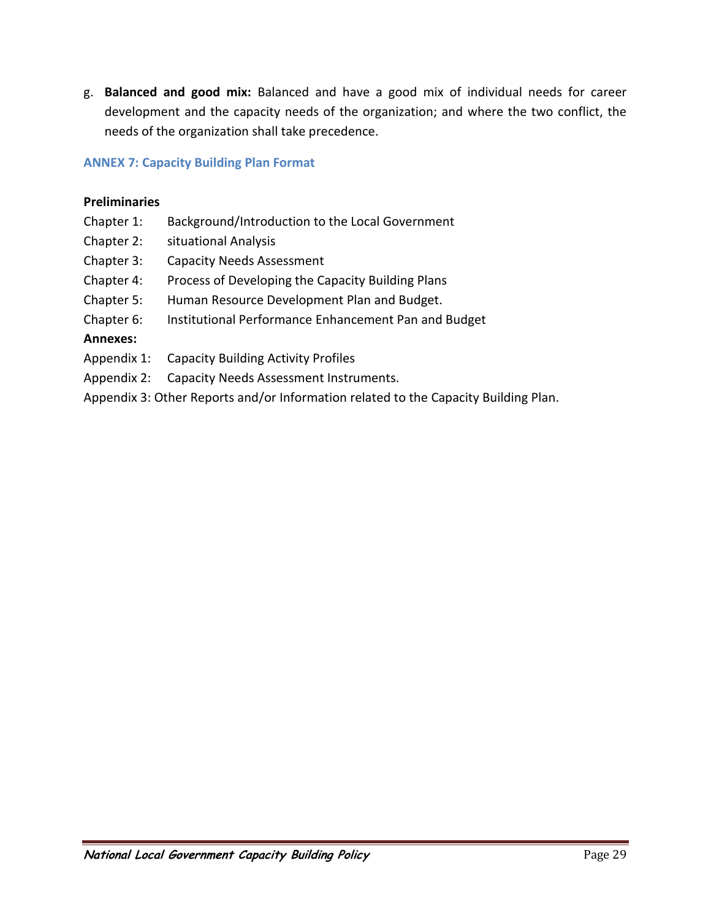g. **Balanced and good mix:** Balanced and have a good mix of individual needs for career development and the capacity needs of the organization; and where the two conflict, the needs of the organization shall take precedence.

### ANNEX 7: Capacity Building Plan Format

**Preliminaries**

Chapter 1: Background/Introduction to the Local Government

Chapter 2: situational Analysis

Chapter 3: Capacity Needs Assessment

Chapter 4: Process of Developing the Capacity Building Plans

Chapter 5: Human Resource Development Plan and Budget.

Chapter 6: Institutional Performance Enhancement Pan and Budget

**Annexes:**

Appendix 1: Capacity Building Activity Profiles

Appendix 2: Capacity Needs Assessment Instruments.

Appendix 3: Other Reports and/or Information related to the Capacity Building Plan.